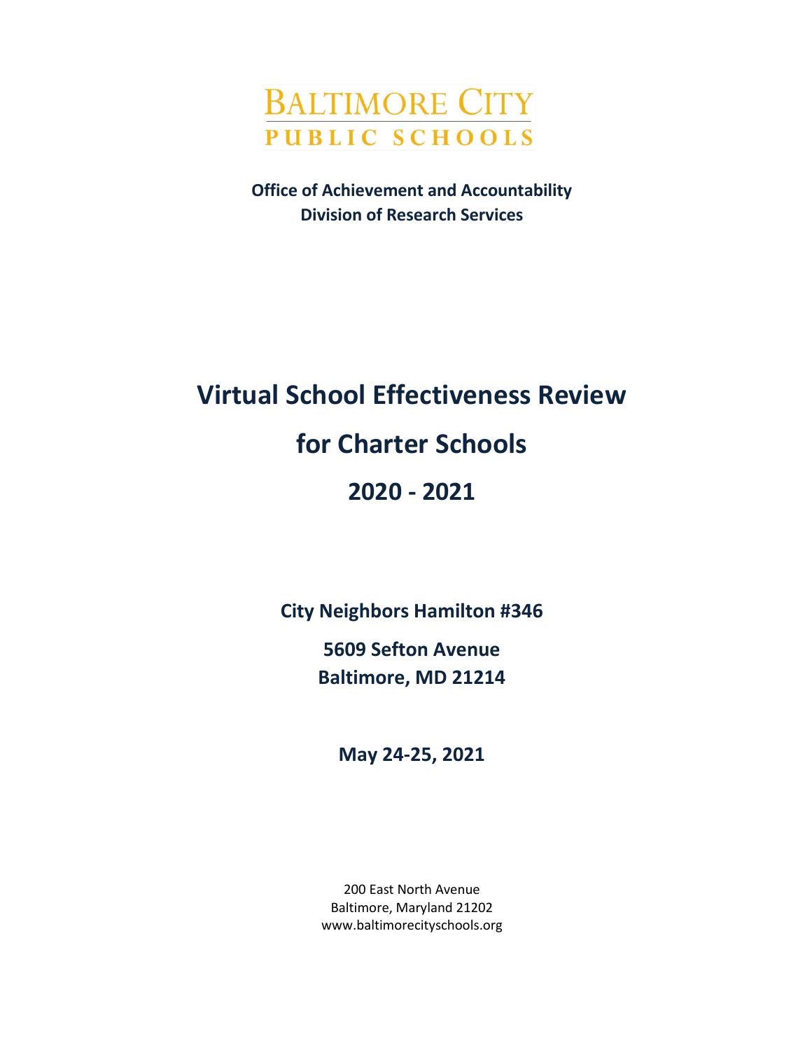BALTIMORE CITY
PUBLIC SCHOOLS

**Office of Achievement and Accountability**
**Division of Research Services**

# Virtual School Effectiveness Review for Charter Schools 2020 - 2021

**City Neighbors Hamilton #346**

**5609 Sefton Avenue**
**Baltimore, MD 21214**

**May 24-25, 2021**

200 East North Avenue
Baltimore, Maryland 21202
www.baltimorecityschools.org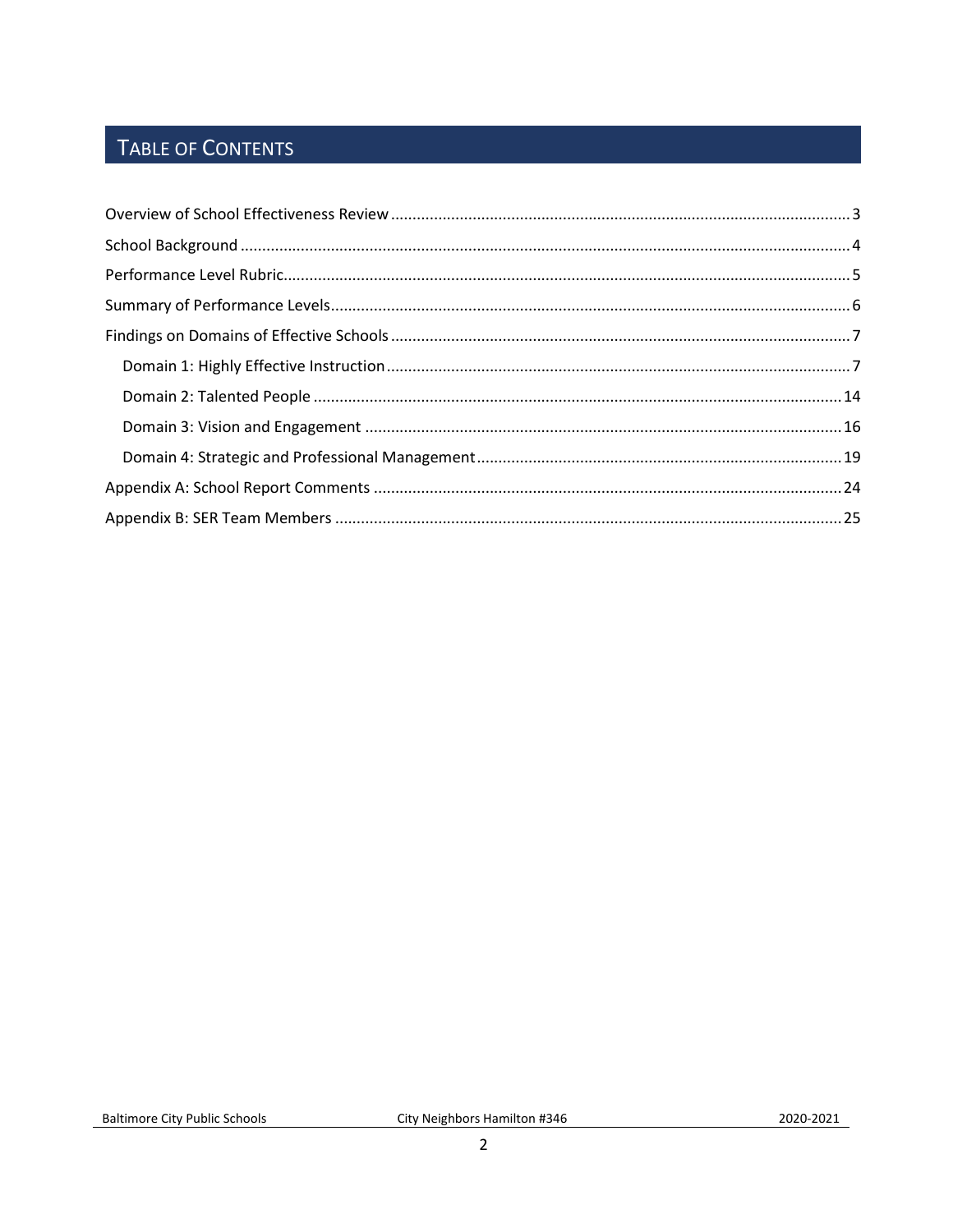## Table of Contents

Overview of School Effectiveness Review .......... 3
School Background .......... 4
Performance Level Rubric .......... 5
Summary of Performance Levels .......... 6
Findings on Domains of Effective Schools .......... 7
- Domain 1: Highly Effective Instruction .......... 7
- Domain 2: Talented People .......... 14
- Domain 3: Vision and Engagement .......... 16
- Domain 4: Strategic and Professional Management .......... 19

Appendix A: School Report Comments .......... 24
Appendix B: SER Team Members .......... 25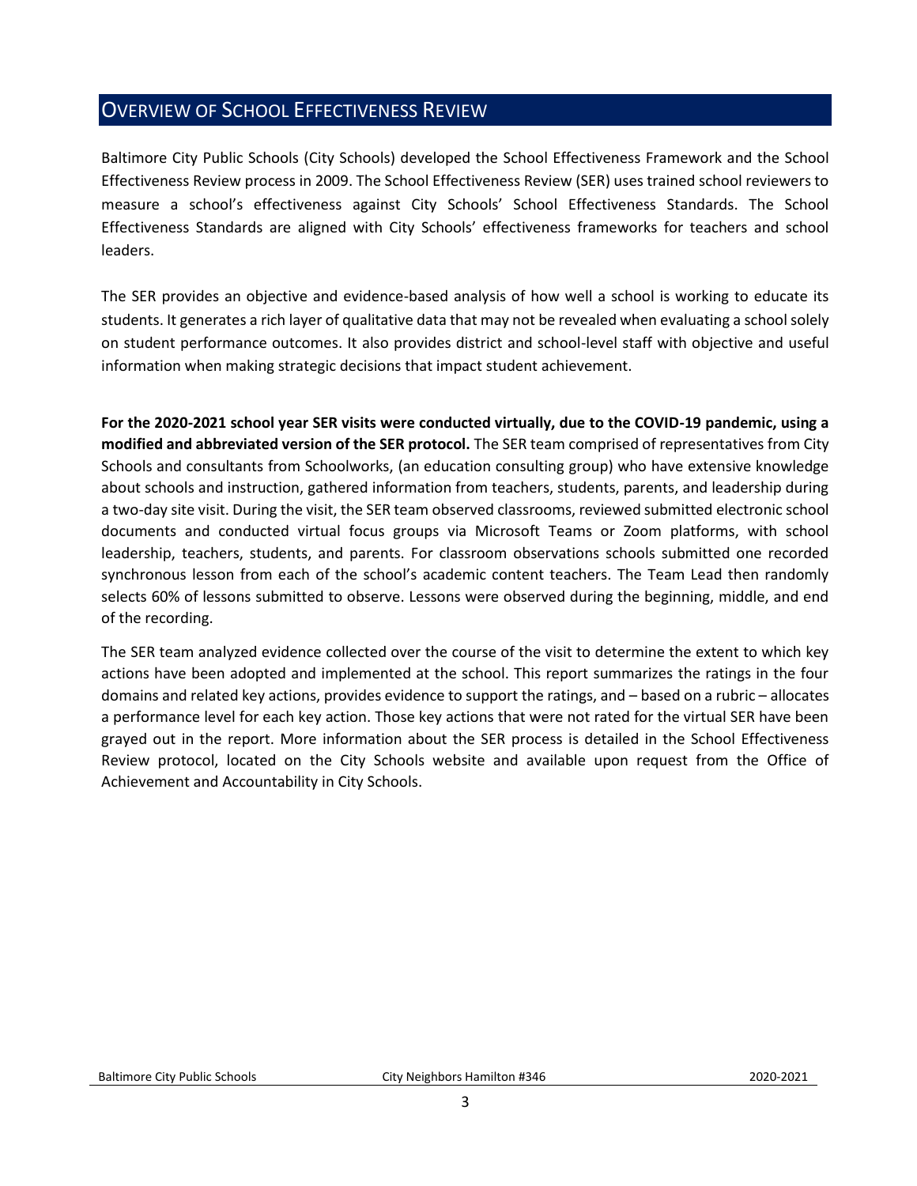## Overview of School Effectiveness Review

Baltimore City Public Schools (City Schools) developed the School Effectiveness Framework and the School Effectiveness Review process in 2009. The School Effectiveness Review (SER) uses trained school reviewers to measure a school's effectiveness against City Schools' School Effectiveness Standards. The School Effectiveness Standards are aligned with City Schools' effectiveness frameworks for teachers and school leaders.

The SER provides an objective and evidence-based analysis of how well a school is working to educate its students. It generates a rich layer of qualitative data that may not be revealed when evaluating a school solely on student performance outcomes. It also provides district and school-level staff with objective and useful information when making strategic decisions that impact student achievement.

**For the 2020-2021 school year SER visits were conducted virtually, due to the COVID-19 pandemic, using a modified and abbreviated version of the SER protocol.** The SER team comprised of representatives from City Schools and consultants from Schoolworks, (an education consulting group) who have extensive knowledge about schools and instruction, gathered information from teachers, students, parents, and leadership during a two-day site visit. During the visit, the SER team observed classrooms, reviewed submitted electronic school documents and conducted virtual focus groups via Microsoft Teams or Zoom platforms, with school leadership, teachers, students, and parents. For classroom observations schools submitted one recorded synchronous lesson from each of the school's academic content teachers. The Team Lead then randomly selects 60% of lessons submitted to observe. Lessons were observed during the beginning, middle, and end of the recording.

The SER team analyzed evidence collected over the course of the visit to determine the extent to which key actions have been adopted and implemented at the school. This report summarizes the ratings in the four domains and related key actions, provides evidence to support the ratings, and – based on a rubric – allocates a performance level for each key action. Those key actions that were not rated for the virtual SER have been grayed out in the report. More information about the SER process is detailed in the School Effectiveness Review protocol, located on the City Schools website and available upon request from the Office of Achievement and Accountability in City Schools.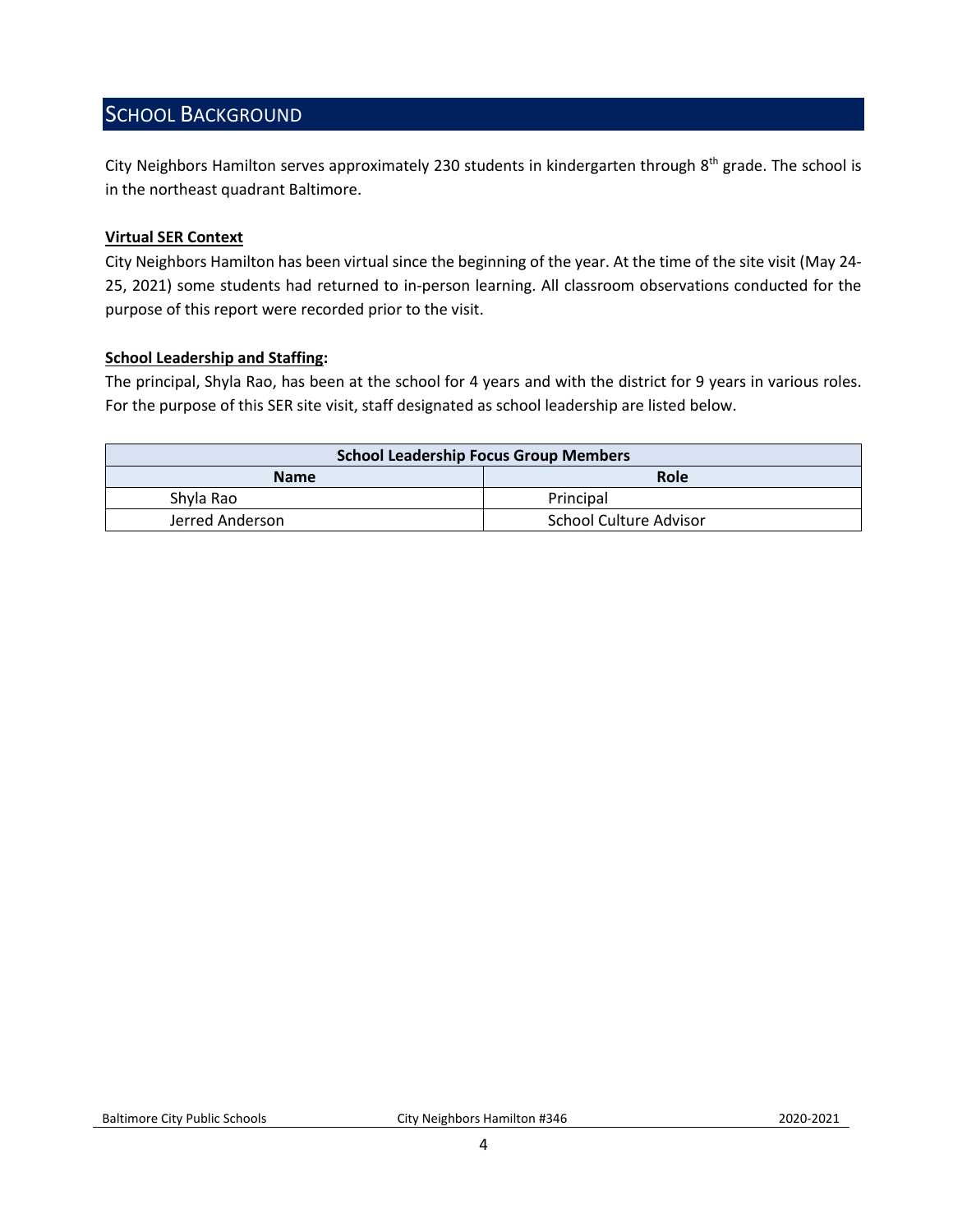## SCHOOL BACKGROUND

City Neighbors Hamilton serves approximately 230 students in kindergarten through 8th grade. The school is in the northeast quadrant Baltimore.

**Virtual SER Context**

City Neighbors Hamilton has been virtual since the beginning of the year. At the time of the site visit (May 24-25, 2021) some students had returned to in-person learning. All classroom observations conducted for the purpose of this report were recorded prior to the visit.

**School Leadership and Staffing:**

The principal, Shyla Rao, has been at the school for 4 years and with the district for 9 years in various roles. For the purpose of this SER site visit, staff designated as school leadership are listed below.

| School Leadership Focus Group Members | |
|---|---|
| **Name** | **Role** |
| Shyla Rao | Principal |
| Jerred Anderson | School Culture Advisor |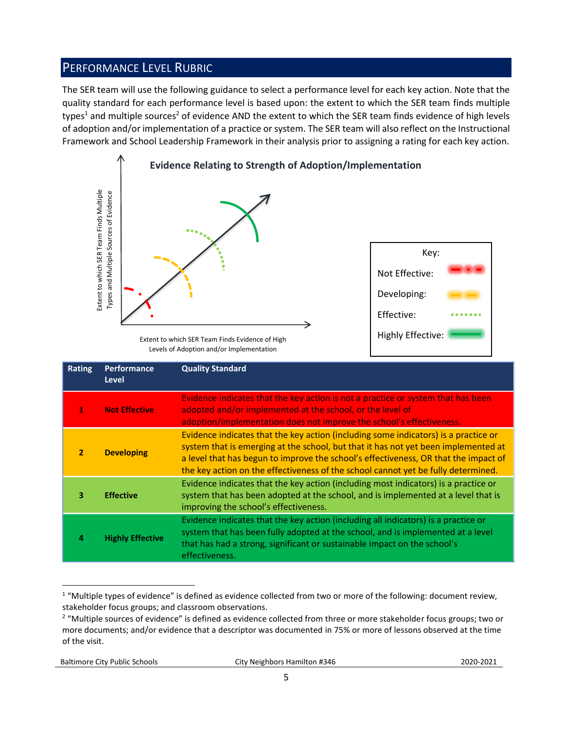## PERFORMANCE LEVEL RUBRIC

The SER team will use the following guidance to select a performance level for each key action. Note that the quality standard for each performance level is based upon: the extent to which the SER team finds multiple types[1] and multiple sources[2] of evidence AND the extent to which the SER team finds evidence of high levels of adoption and/or implementation of a practice or system. The SER team will also reflect on the Instructional Framework and School Leadership Framework in their analysis prior to assigning a rating for each key action.

**Evidence Relating to Strength of Adoption/Implementation**

Extent to which SER Team Finds Multiple Types and Multiple Sources of Evidence

Extent to which SER Team Finds Evidence of High Levels of Adoption and/or Implementation

Key:

- Not Effective
- Developing
- Effective
- Highly Effective

| Rating | Performance Level | Quality Standard |
|---|---|---|
| 1 | **Not Effective** | Evidence indicates that the key action is not a practice or system that has been adopted and/or implemented at the school, or the level of adoption/implementation does not improve the school's effectiveness. |
| 2 | **Developing** | Evidence indicates that the key action (including some indicators) is a practice or system that is emerging at the school, but that it has not yet been implemented at a level that has begun to improve the school's effectiveness, OR that the impact of the key action on the effectiveness of the school cannot yet be fully determined. |
| 3 | **Effective** | Evidence indicates that the key action (including most indicators) is a practice or system that has been adopted at the school, and is implemented at a level that is improving the school's effectiveness. |
| 4 | **Highly Effective** | Evidence indicates that the key action (including all indicators) is a practice or system that has been fully adopted at the school, and is implemented at a level that has had a strong, significant or sustainable impact on the school's effectiveness. |

[1] "Multiple types of evidence" is defined as evidence collected from two or more of the following: document review, stakeholder focus groups; and classroom observations.

[2] "Multiple sources of evidence" is defined as evidence collected from three or more stakeholder focus groups; two or more documents; and/or evidence that a descriptor was documented in 75% or more of lessons observed at the time of the visit.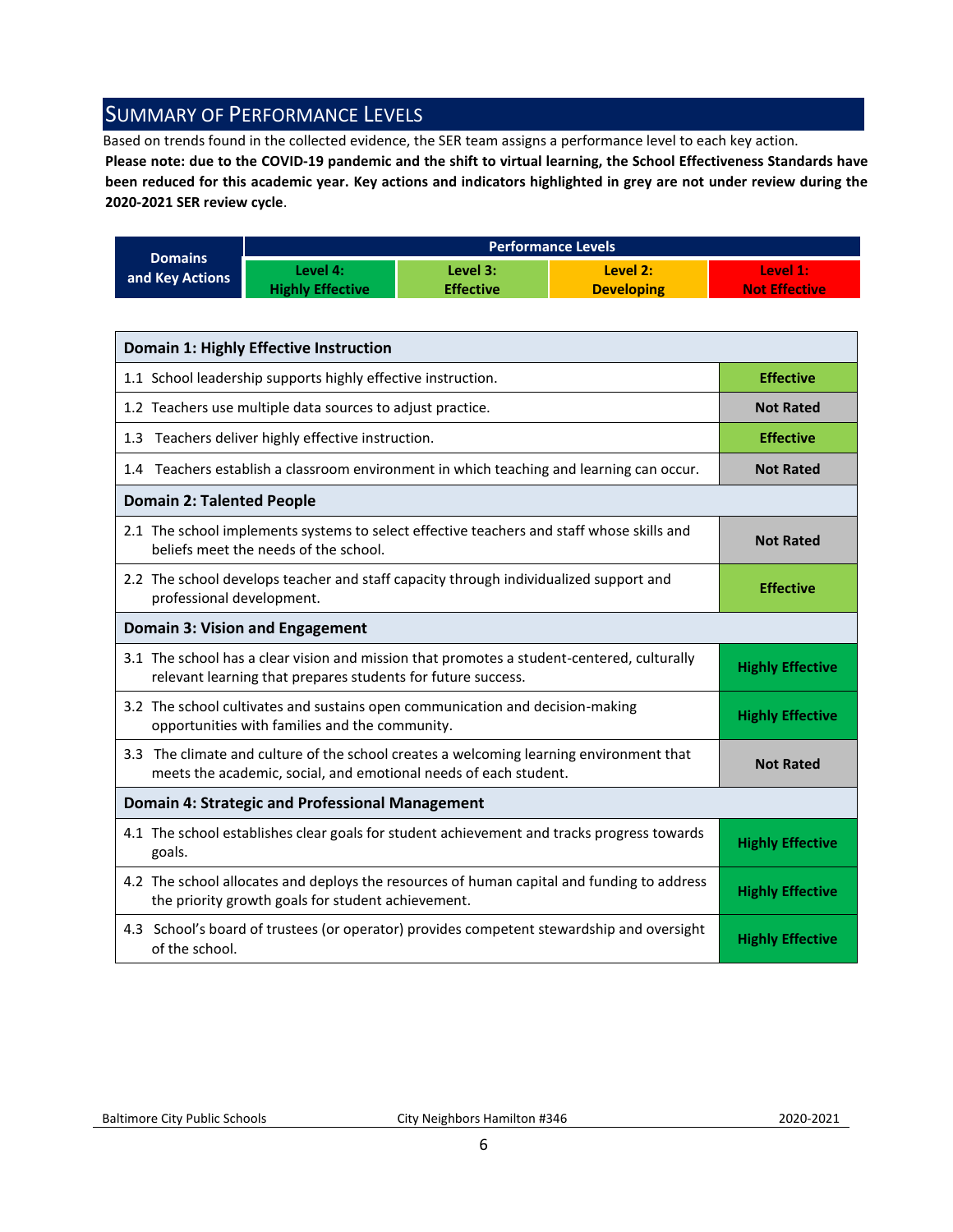## Summary of Performance Levels

Based on trends found in the collected evidence, the SER team assigns a performance level to each key action.

**Please note: due to the COVID-19 pandemic and the shift to virtual learning, the School Effectiveness Standards have been reduced for this academic year. Key actions and indicators highlighted in grey are not under review during the 2020-2021 SER review cycle**.

| Domains and Key Actions | Performance Levels | | | |
|---|---|---|---|---|
| | Level 4: Highly Effective | Level 3: Effective | Level 2: Developing | Level 1: Not Effective |

| Domain 1: Highly Effective Instruction | |
|---|---|
| 1.1 School leadership supports highly effective instruction. | Effective |
| 1.2 Teachers use multiple data sources to adjust practice. | Not Rated |
| 1.3 Teachers deliver highly effective instruction. | Effective |
| 1.4 Teachers establish a classroom environment in which teaching and learning can occur. | Not Rated |
| **Domain 2: Talented People** | |
| 2.1 The school implements systems to select effective teachers and staff whose skills and beliefs meet the needs of the school. | Not Rated |
| 2.2 The school develops teacher and staff capacity through individualized support and professional development. | Effective |
| **Domain 3: Vision and Engagement** | |
| 3.1 The school has a clear vision and mission that promotes a student-centered, culturally relevant learning that prepares students for future success. | Highly Effective |
| 3.2 The school cultivates and sustains open communication and decision-making opportunities with families and the community. | Highly Effective |
| 3.3 The climate and culture of the school creates a welcoming learning environment that meets the academic, social, and emotional needs of each student. | Not Rated |
| **Domain 4: Strategic and Professional Management** | |
| 4.1 The school establishes clear goals for student achievement and tracks progress towards goals. | Highly Effective |
| 4.2 The school allocates and deploys the resources of human capital and funding to address the priority growth goals for student achievement. | Highly Effective |
| 4.3 School's board of trustees (or operator) provides competent stewardship and oversight of the school. | Highly Effective |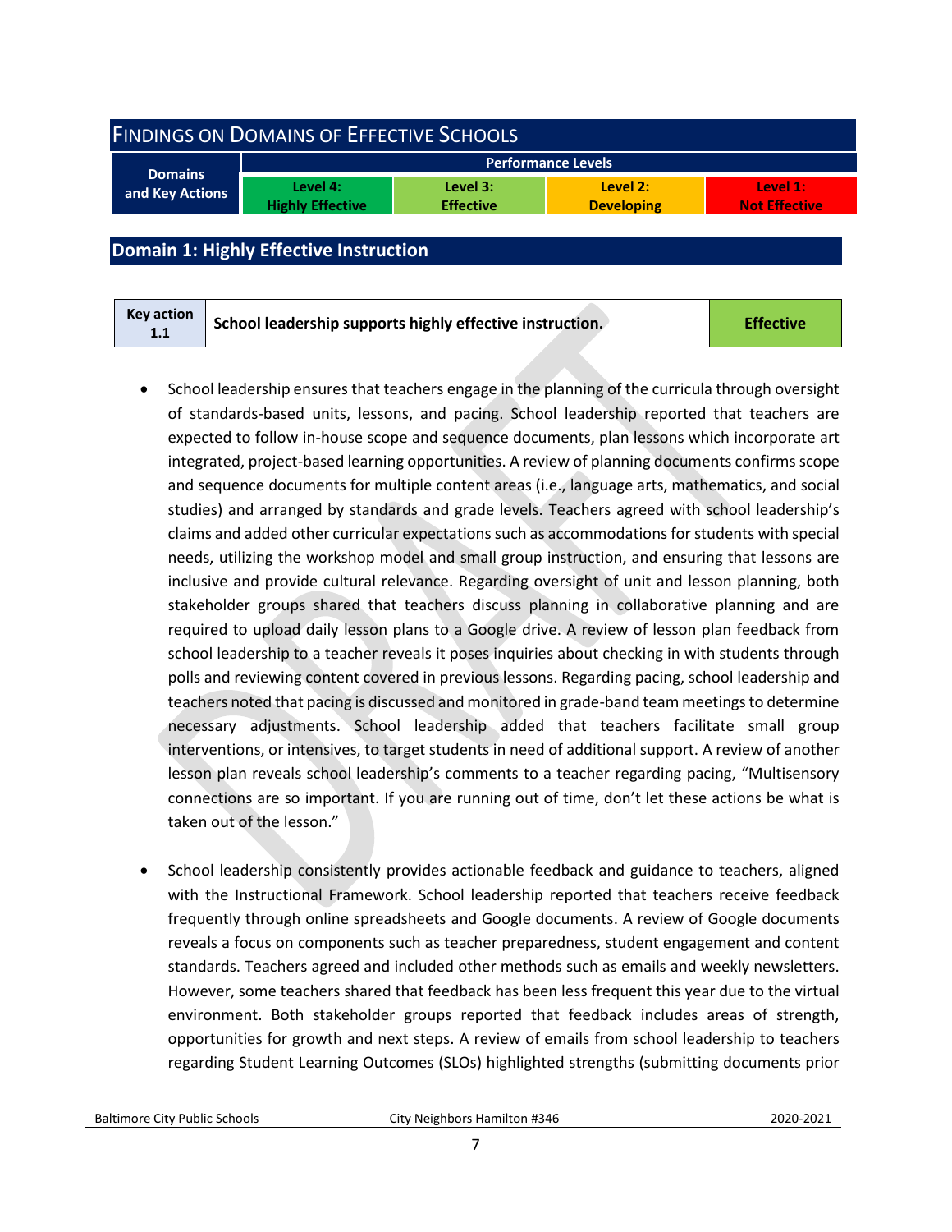## Findings on Domains of Effective Schools

| Domains and Key Actions | Performance Levels | | | |
|---|---|---|---|---|
| | Level 4: Highly Effective | Level 3: Effective | Level 2: Developing | Level 1: Not Effective |

## Domain 1: Highly Effective Instruction

| Key action 1.1 | School leadership supports highly effective instruction. | Effective |
|---|---|---|

- School leadership ensures that teachers engage in the planning of the curricula through oversight of standards-based units, lessons, and pacing. School leadership reported that teachers are expected to follow in-house scope and sequence documents, plan lessons which incorporate art integrated, project-based learning opportunities. A review of planning documents confirms scope and sequence documents for multiple content areas (i.e., language arts, mathematics, and social studies) and arranged by standards and grade levels. Teachers agreed with school leadership's claims and added other curricular expectations such as accommodations for students with special needs, utilizing the workshop model and small group instruction, and ensuring that lessons are inclusive and provide cultural relevance. Regarding oversight of unit and lesson planning, both stakeholder groups shared that teachers discuss planning in collaborative planning and are required to upload daily lesson plans to a Google drive. A review of lesson plan feedback from school leadership to a teacher reveals it poses inquiries about checking in with students through polls and reviewing content covered in previous lessons. Regarding pacing, school leadership and teachers noted that pacing is discussed and monitored in grade-band team meetings to determine necessary adjustments. School leadership added that teachers facilitate small group interventions, or intensives, to target students in need of additional support. A review of another lesson plan reveals school leadership's comments to a teacher regarding pacing, "Multisensory connections are so important. If you are running out of time, don't let these actions be what is taken out of the lesson."

- School leadership consistently provides actionable feedback and guidance to teachers, aligned with the Instructional Framework. School leadership reported that teachers receive feedback frequently through online spreadsheets and Google documents. A review of Google documents reveals a focus on components such as teacher preparedness, student engagement and content standards. Teachers agreed and included other methods such as emails and weekly newsletters. However, some teachers shared that feedback has been less frequent this year due to the virtual environment. Both stakeholder groups reported that feedback includes areas of strength, opportunities for growth and next steps. A review of emails from school leadership to teachers regarding Student Learning Outcomes (SLOs) highlighted strengths (submitting documents prior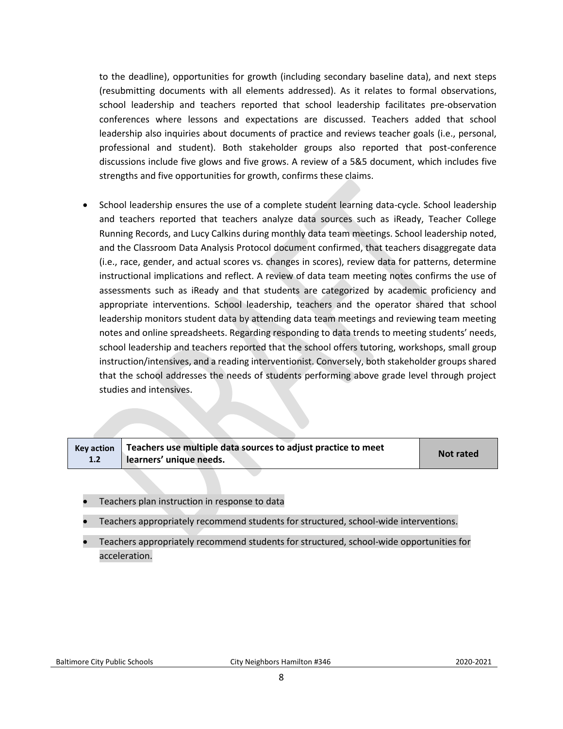to the deadline), opportunities for growth (including secondary baseline data), and next steps (resubmitting documents with all elements addressed). As it relates to formal observations, school leadership and teachers reported that school leadership facilitates pre-observation conferences where lessons and expectations are discussed. Teachers added that school leadership also inquiries about documents of practice and reviews teacher goals (i.e., personal, professional and student). Both stakeholder groups also reported that post-conference discussions include five glows and five grows. A review of a 5&5 document, which includes five strengths and five opportunities for growth, confirms these claims.

- School leadership ensures the use of a complete student learning data-cycle. School leadership and teachers reported that teachers analyze data sources such as iReady, Teacher College Running Records, and Lucy Calkins during monthly data team meetings. School leadership noted, and the Classroom Data Analysis Protocol document confirmed, that teachers disaggregate data (i.e., race, gender, and actual scores vs. changes in scores), review data for patterns, determine instructional implications and reflect. A review of data team meeting notes confirms the use of assessments such as iReady and that students are categorized by academic proficiency and appropriate interventions. School leadership, teachers and the operator shared that school leadership monitors student data by attending data team meetings and reviewing team meeting notes and online spreadsheets. Regarding responding to data trends to meeting students' needs, school leadership and teachers reported that the school offers tutoring, workshops, small group instruction/intensives, and a reading interventionist. Conversely, both stakeholder groups shared that the school addresses the needs of students performing above grade level through project studies and intensives.

| Key action 1.2 | Teachers use multiple data sources to adjust practice to meet learners' unique needs. | Not rated |
|---|---|---|

- Teachers plan instruction in response to data
- Teachers appropriately recommend students for structured, school-wide interventions.
- Teachers appropriately recommend students for structured, school-wide opportunities for acceleration.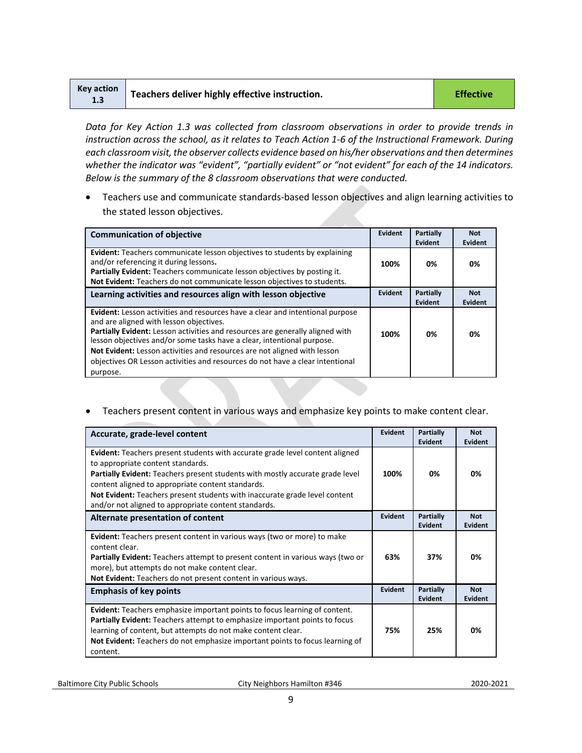| Key action 1.3 | Teachers deliver highly effective instruction. | Effective |
|---|---|---|

*Data for Key Action 1.3 was collected from classroom observations in order to provide trends in instruction across the school, as it relates to Teach Action 1-6 of the Instructional Framework. During each classroom visit, the observer collects evidence based on his/her observations and then determines whether the indicator was "evident", "partially evident" or "not evident" for each of the 14 indicators. Below is the summary of the 8 classroom observations that were conducted.*

- Teachers use and communicate standards-based lesson objectives and align learning activities to the stated lesson objectives.

| Communication of objective | Evident | Partially Evident | Not Evident |
|---|---|---|---|
| **Evident:** Teachers communicate lesson objectives to students by explaining and/or referencing it during lessons. **Partially Evident:** Teachers communicate lesson objectives by posting it. **Not Evident:** Teachers do not communicate lesson objectives to students. | 100% | 0% | 0% |
| **Learning activities and resources align with lesson objective** | **Evident** | **Partially Evident** | **Not Evident** |
| **Evident:** Lesson activities and resources have a clear and intentional purpose and are aligned with lesson objectives. **Partially Evident:** Lesson activities and resources are generally aligned with lesson objectives and/or some tasks have a clear, intentional purpose. **Not Evident:** Lesson activities and resources are not aligned with lesson objectives OR Lesson activities and resources do not have a clear intentional purpose. | 100% | 0% | 0% |

- Teachers present content in various ways and emphasize key points to make content clear.

| Accurate, grade-level content | Evident | Partially Evident | Not Evident |
|---|---|---|---|
| **Evident:** Teachers present students with accurate grade level content aligned to appropriate content standards. **Partially Evident:** Teachers present students with mostly accurate grade level content aligned to appropriate content standards. **Not Evident:** Teachers present students with inaccurate grade level content and/or not aligned to appropriate content standards. | 100% | 0% | 0% |
| **Alternate presentation of content** | **Evident** | **Partially Evident** | **Not Evident** |
| **Evident:** Teachers present content in various ways (two or more) to make content clear. **Partially Evident:** Teachers attempt to present content in various ways (two or more), but attempts do not make content clear. **Not Evident:** Teachers do not present content in various ways. | 63% | 37% | 0% |
| **Emphasis of key points** | **Evident** | **Partially Evident** | **Not Evident** |
| **Evident:** Teachers emphasize important points to focus learning of content. **Partially Evident:** Teachers attempt to emphasize important points to focus learning of content, but attempts do not make content clear. **Not Evident:** Teachers do not emphasize important points to focus learning of content. | 75% | 25% | 0% |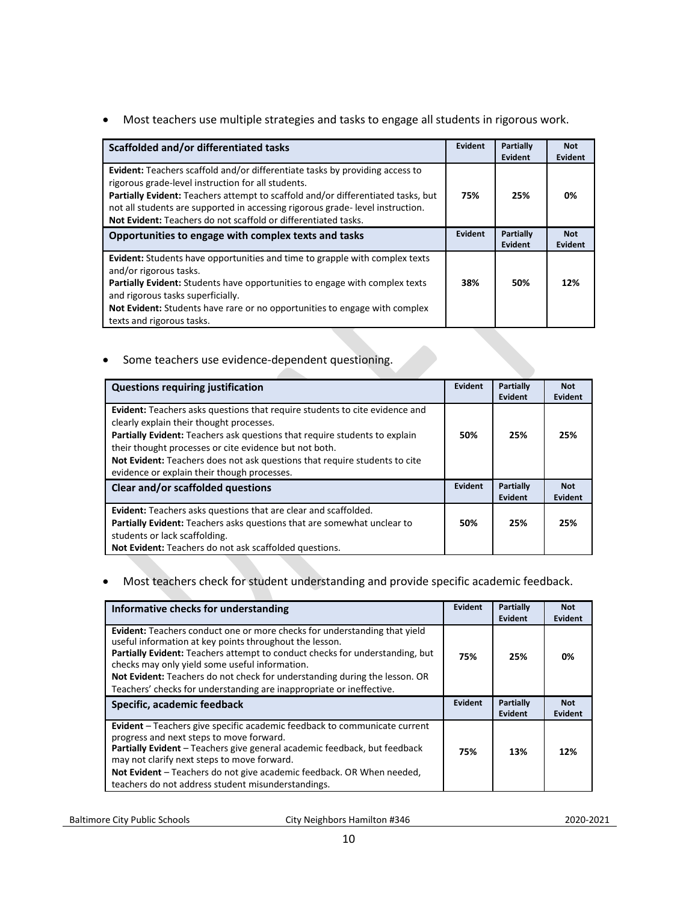- Most teachers use multiple strategies and tasks to engage all students in rigorous work.

| Scaffolded and/or differentiated tasks | Evident | Partially Evident | Not Evident |
|---|---|---|---|
| **Evident:** Teachers scaffold and/or differentiate tasks by providing access to rigorous grade-level instruction for all students.<br>**Partially Evident:** Teachers attempt to scaffold and/or differentiated tasks, but not all students are supported in accessing rigorous grade- level instruction.<br>**Not Evident:** Teachers do not scaffold or differentiated tasks. | 75% | 25% | 0% |
| **Opportunities to engage with complex texts and tasks** | **Evident** | **Partially Evident** | **Not Evident** |
| **Evident:** Students have opportunities and time to grapple with complex texts and/or rigorous tasks.<br>**Partially Evident:** Students have opportunities to engage with complex texts and rigorous tasks superficially.<br>**Not Evident:** Students have rare or no opportunities to engage with complex texts and rigorous tasks. | 38% | 50% | 12% |

- Some teachers use evidence-dependent questioning.

| Questions requiring justification | Evident | Partially Evident | Not Evident |
|---|---|---|---|
| **Evident:** Teachers asks questions that require students to cite evidence and clearly explain their thought processes.<br>**Partially Evident:** Teachers ask questions that require students to explain their thought processes or cite evidence but not both.<br>**Not Evident:** Teachers does not ask questions that require students to cite evidence or explain their though processes. | 50% | 25% | 25% |
| **Clear and/or scaffolded questions** | **Evident** | **Partially Evident** | **Not Evident** |
| **Evident:** Teachers asks questions that are clear and scaffolded.<br>**Partially Evident:** Teachers asks questions that are somewhat unclear to students or lack scaffolding.<br>**Not Evident:** Teachers do not ask scaffolded questions. | 50% | 25% | 25% |

- Most teachers check for student understanding and provide specific academic feedback.

| Informative checks for understanding | Evident | Partially Evident | Not Evident |
|---|---|---|---|
| **Evident:** Teachers conduct one or more checks for understanding that yield useful information at key points throughout the lesson.<br>**Partially Evident:** Teachers attempt to conduct checks for understanding, but checks may only yield some useful information.<br>**Not Evident:** Teachers do not check for understanding during the lesson. OR Teachers' checks for understanding are inappropriate or ineffective. | 75% | 25% | 0% |
| **Specific, academic feedback** | **Evident** | **Partially Evident** | **Not Evident** |
| **Evident** – Teachers give specific academic feedback to communicate current progress and next steps to move forward.<br>**Partially Evident** – Teachers give general academic feedback, but feedback may not clarify next steps to move forward.<br>**Not Evident** – Teachers do not give academic feedback. OR When needed, teachers do not address student misunderstandings. | 75% | 13% | 12% |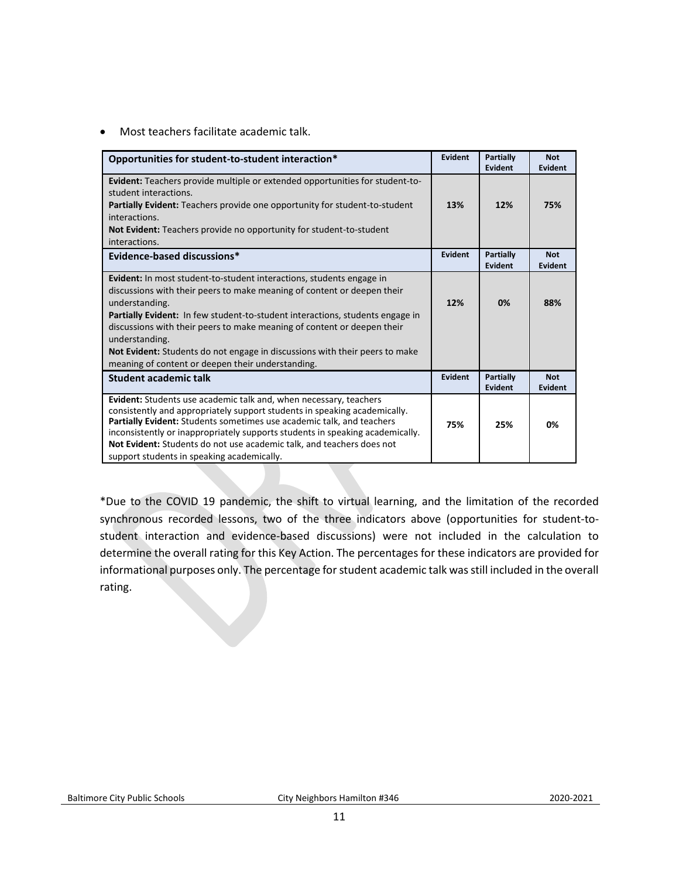- Most teachers facilitate academic talk.

| Opportunities for student-to-student interaction* | Evident | Partially Evident | Not Evident |
|---|---|---|---|
| **Evident:** Teachers provide multiple or extended opportunities for student-to-student interactions.<br>**Partially Evident:** Teachers provide one opportunity for student-to-student interactions.<br>**Not Evident:** Teachers provide no opportunity for student-to-student interactions. | **13%** | **12%** | **75%** |
| **Evidence-based discussions*** | **Evident** | **Partially Evident** | **Not Evident** |
| **Evident:** In most student-to-student interactions, students engage in discussions with their peers to make meaning of content or deepen their understanding.<br>**Partially Evident:** In few student-to-student interactions, students engage in discussions with their peers to make meaning of content or deepen their understanding.<br>**Not Evident:** Students do not engage in discussions with their peers to make meaning of content or deepen their understanding. | **12%** | **0%** | **88%** |
| **Student academic talk** | **Evident** | **Partially Evident** | **Not Evident** |
| **Evident:** Students use academic talk and, when necessary, teachers consistently and appropriately support students in speaking academically.<br>**Partially Evident:** Students sometimes use academic talk, and teachers inconsistently or inappropriately supports students in speaking academically.<br>**Not Evident:** Students do not use academic talk, and teachers does not support students in speaking academically. | **75%** | **25%** | **0%** |

*Due to the COVID 19 pandemic, the shift to virtual learning, and the limitation of the recorded synchronous recorded lessons, two of the three indicators above (opportunities for student-to-student interaction and evidence-based discussions) were not included in the calculation to determine the overall rating for this Key Action. The percentages for these indicators are provided for informational purposes only. The percentage for student academic talk was still included in the overall rating.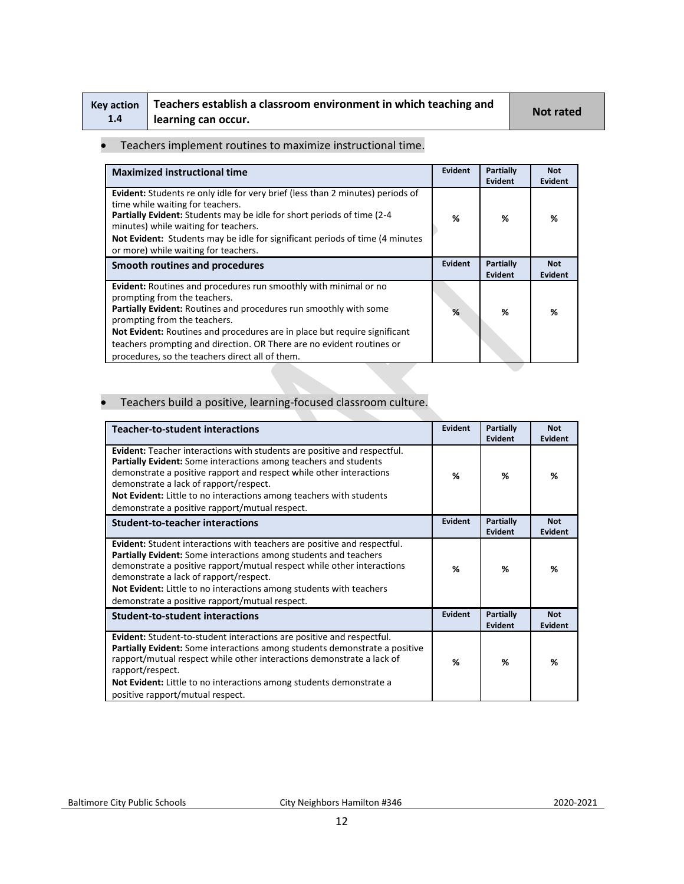| Key action 1.4 | Teachers establish a classroom environment in which teaching and learning can occur. | Not rated |
|---|---|---|

- Teachers implement routines to maximize instructional time.

| Maximized instructional time | Evident | Partially Evident | Not Evident |
|---|---|---|---|
| **Evident:** Students re only idle for very brief (less than 2 minutes) periods of time while waiting for teachers.<br>**Partially Evident:** Students may be idle for short periods of time (2-4 minutes) while waiting for teachers.<br>**Not Evident:** Students may be idle for significant periods of time (4 minutes or more) while waiting for teachers. | % | % | % |
| **Smooth routines and procedures** | **Evident** | **Partially Evident** | **Not Evident** |
| **Evident:** Routines and procedures run smoothly with minimal or no prompting from the teachers.<br>**Partially Evident:** Routines and procedures run smoothly with some prompting from the teachers.<br>**Not Evident:** Routines and procedures are in place but require significant teachers prompting and direction. OR There are no evident routines or procedures, so the teachers direct all of them. | % | % | % |

- Teachers build a positive, learning-focused classroom culture.

| Teacher-to-student interactions | Evident | Partially Evident | Not Evident |
|---|---|---|---|
| **Evident:** Teacher interactions with students are positive and respectful.<br>**Partially Evident:** Some interactions among teachers and students demonstrate a positive rapport and respect while other interactions demonstrate a lack of rapport/respect.<br>**Not Evident:** Little to no interactions among teachers with students demonstrate a positive rapport/mutual respect. | % | % | % |
| **Student-to-teacher interactions** | **Evident** | **Partially Evident** | **Not Evident** |
| **Evident:** Student interactions with teachers are positive and respectful.<br>**Partially Evident:** Some interactions among students and teachers demonstrate a positive rapport/mutual respect while other interactions demonstrate a lack of rapport/respect.<br>**Not Evident:** Little to no interactions among students with teachers demonstrate a positive rapport/mutual respect. | % | % | % |
| **Student-to-student interactions** | **Evident** | **Partially Evident** | **Not Evident** |
| **Evident:** Student-to-student interactions are positive and respectful.<br>**Partially Evident:** Some interactions among students demonstrate a positive rapport/mutual respect while other interactions demonstrate a lack of rapport/respect.<br>**Not Evident:** Little to no interactions among students demonstrate a positive rapport/mutual respect. | % | % | % |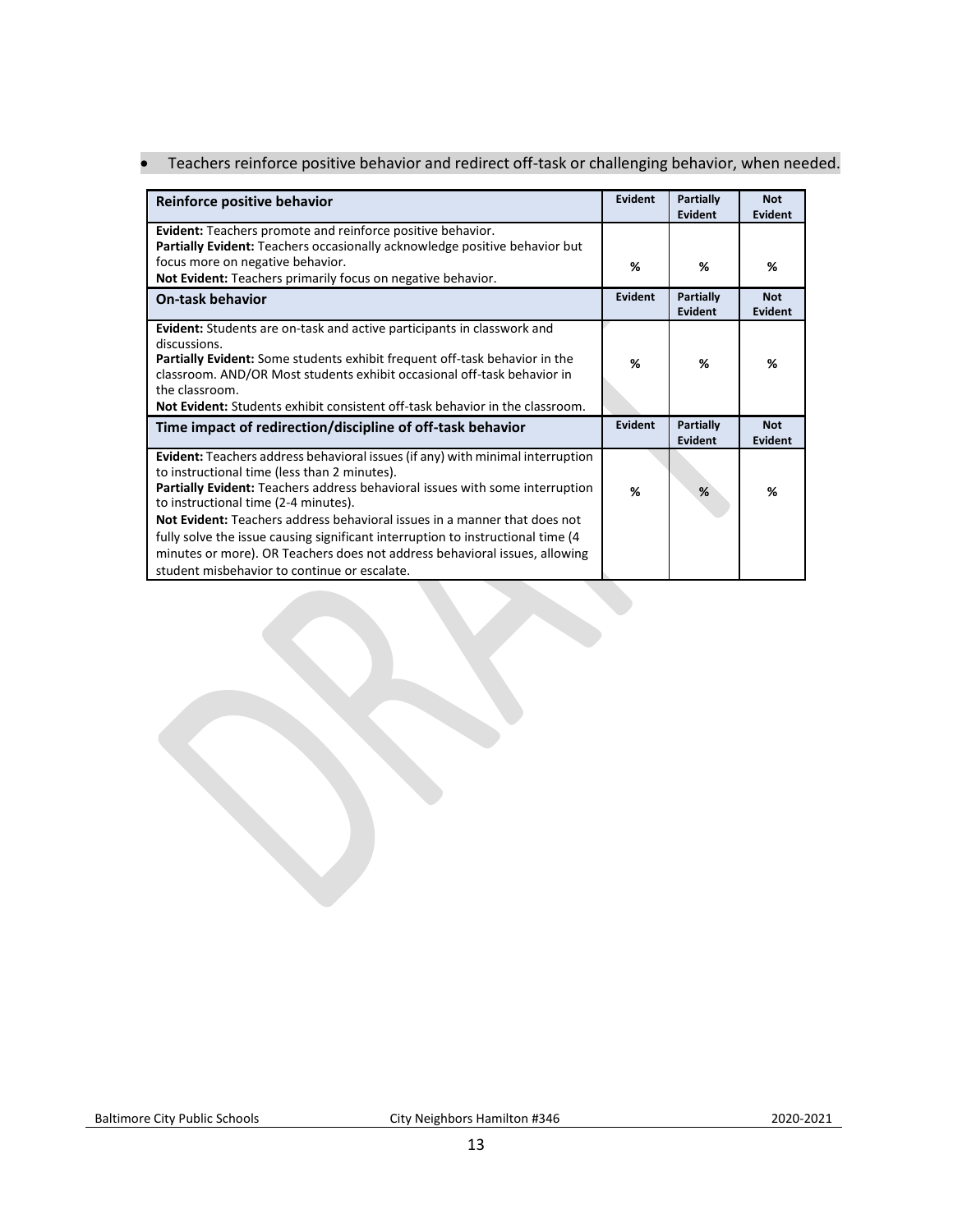- Teachers reinforce positive behavior and redirect off-task or challenging behavior, when needed.

| Reinforce positive behavior | Evident | Partially Evident | Not Evident |
|---|---|---|---|
| **Evident:** Teachers promote and reinforce positive behavior.<br>**Partially Evident:** Teachers occasionally acknowledge positive behavior but focus more on negative behavior.<br>**Not Evident:** Teachers primarily focus on negative behavior. | % | % | % |
| **On-task behavior** | **Evident** | **Partially Evident** | **Not Evident** |
| **Evident:** Students are on-task and active participants in classwork and discussions.<br>**Partially Evident:** Some students exhibit frequent off-task behavior in the classroom. AND/OR Most students exhibit occasional off-task behavior in the classroom.<br>**Not Evident:** Students exhibit consistent off-task behavior in the classroom. | % | % | % |
| **Time impact of redirection/discipline of off-task behavior** | **Evident** | **Partially Evident** | **Not Evident** |
| **Evident:** Teachers address behavioral issues (if any) with minimal interruption to instructional time (less than 2 minutes).<br>**Partially Evident:** Teachers address behavioral issues with some interruption to instructional time (2-4 minutes).<br>**Not Evident:** Teachers address behavioral issues in a manner that does not fully solve the issue causing significant interruption to instructional time (4 minutes or more). OR Teachers does not address behavioral issues, allowing student misbehavior to continue or escalate. | % | % | % |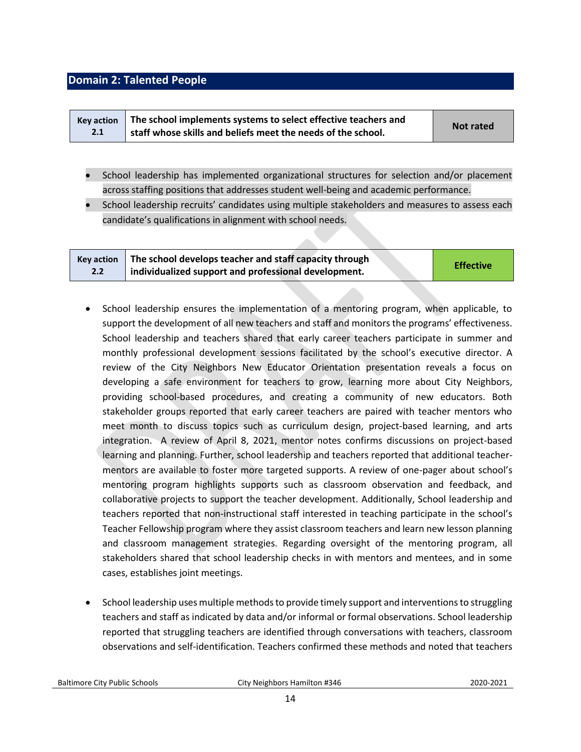## Domain 2: Talented People

| Key action 2.1 | The school implements systems to select effective teachers and staff whose skills and beliefs meet the needs of the school. | Not rated |
|---|---|---|

- School leadership has implemented organizational structures for selection and/or placement across staffing positions that addresses student well-being and academic performance.
- School leadership recruits' candidates using multiple stakeholders and measures to assess each candidate's qualifications in alignment with school needs.

| Key action 2.2 | The school develops teacher and staff capacity through individualized support and professional development. | Effective |
|---|---|---|

- School leadership ensures the implementation of a mentoring program, when applicable, to support the development of all new teachers and staff and monitors the programs' effectiveness. School leadership and teachers shared that early career teachers participate in summer and monthly professional development sessions facilitated by the school's executive director. A review of the City Neighbors New Educator Orientation presentation reveals a focus on developing a safe environment for teachers to grow, learning more about City Neighbors, providing school-based procedures, and creating a community of new educators. Both stakeholder groups reported that early career teachers are paired with teacher mentors who meet month to discuss topics such as curriculum design, project-based learning, and arts integration. A review of April 8, 2021, mentor notes confirms discussions on project-based learning and planning. Further, school leadership and teachers reported that additional teacher-mentors are available to foster more targeted supports. A review of one-pager about school's mentoring program highlights supports such as classroom observation and feedback, and collaborative projects to support the teacher development. Additionally, School leadership and teachers reported that non-instructional staff interested in teaching participate in the school's Teacher Fellowship program where they assist classroom teachers and learn new lesson planning and classroom management strategies. Regarding oversight of the mentoring program, all stakeholders shared that school leadership checks in with mentors and mentees, and in some cases, establishes joint meetings.

- School leadership uses multiple methods to provide timely support and interventions to struggling teachers and staff as indicated by data and/or informal or formal observations. School leadership reported that struggling teachers are identified through conversations with teachers, classroom observations and self-identification. Teachers confirmed these methods and noted that teachers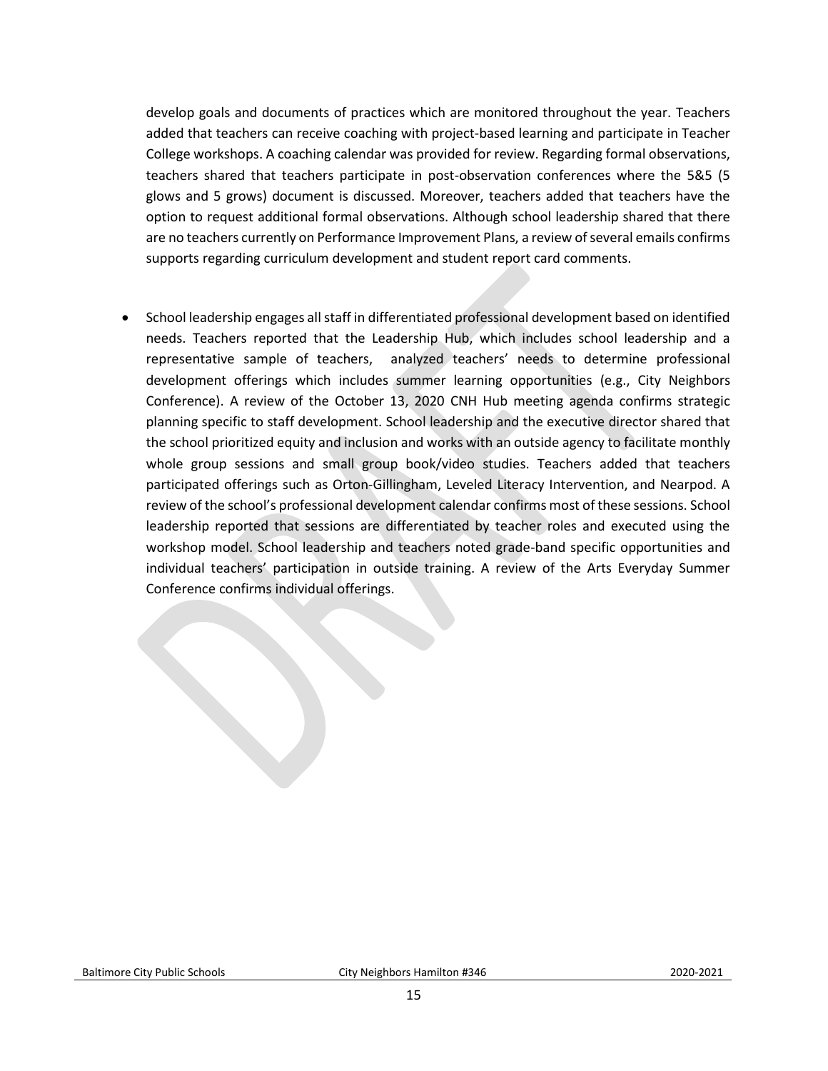develop goals and documents of practices which are monitored throughout the year. Teachers added that teachers can receive coaching with project-based learning and participate in Teacher College workshops. A coaching calendar was provided for review. Regarding formal observations, teachers shared that teachers participate in post-observation conferences where the 5&5 (5 glows and 5 grows) document is discussed. Moreover, teachers added that teachers have the option to request additional formal observations. Although school leadership shared that there are no teachers currently on Performance Improvement Plans, a review of several emails confirms supports regarding curriculum development and student report card comments.

- School leadership engages all staff in differentiated professional development based on identified needs. Teachers reported that the Leadership Hub, which includes school leadership and a representative sample of teachers, analyzed teachers' needs to determine professional development offerings which includes summer learning opportunities (e.g., City Neighbors Conference). A review of the October 13, 2020 CNH Hub meeting agenda confirms strategic planning specific to staff development. School leadership and the executive director shared that the school prioritized equity and inclusion and works with an outside agency to facilitate monthly whole group sessions and small group book/video studies. Teachers added that teachers participated offerings such as Orton-Gillingham, Leveled Literacy Intervention, and Nearpod. A review of the school's professional development calendar confirms most of these sessions. School leadership reported that sessions are differentiated by teacher roles and executed using the workshop model. School leadership and teachers noted grade-band specific opportunities and individual teachers' participation in outside training. A review of the Arts Everyday Summer Conference confirms individual offerings.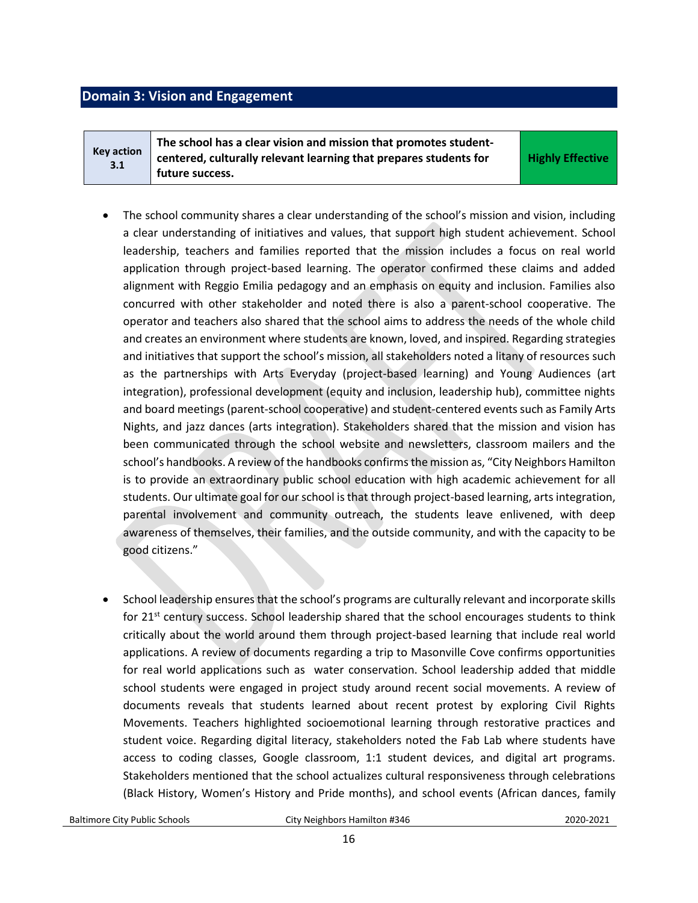## Domain 3: Vision and Engagement

| Key action 3.1 | The school has a clear vision and mission that promotes student-centered, culturally relevant learning that prepares students for future success. | Highly Effective |
|---|---|---|

- The school community shares a clear understanding of the school's mission and vision, including a clear understanding of initiatives and values, that support high student achievement. School leadership, teachers and families reported that the mission includes a focus on real world application through project-based learning. The operator confirmed these claims and added alignment with Reggio Emilia pedagogy and an emphasis on equity and inclusion. Families also concurred with other stakeholder and noted there is also a parent-school cooperative. The operator and teachers also shared that the school aims to address the needs of the whole child and creates an environment where students are known, loved, and inspired. Regarding strategies and initiatives that support the school's mission, all stakeholders noted a litany of resources such as the partnerships with Arts Everyday (project-based learning) and Young Audiences (art integration), professional development (equity and inclusion, leadership hub), committee nights and board meetings (parent-school cooperative) and student-centered events such as Family Arts Nights, and jazz dances (arts integration). Stakeholders shared that the mission and vision has been communicated through the school website and newsletters, classroom mailers and the school's handbooks. A review of the handbooks confirms the mission as, "City Neighbors Hamilton is to provide an extraordinary public school education with high academic achievement for all students. Our ultimate goal for our school is that through project-based learning, arts integration, parental involvement and community outreach, the students leave enlivened, with deep awareness of themselves, their families, and the outside community, and with the capacity to be good citizens."

- School leadership ensures that the school's programs are culturally relevant and incorporate skills for 21st century success. School leadership shared that the school encourages students to think critically about the world around them through project-based learning that include real world applications. A review of documents regarding a trip to Masonville Cove confirms opportunities for real world applications such as water conservation. School leadership added that middle school students were engaged in project study around recent social movements. A review of documents reveals that students learned about recent protest by exploring Civil Rights Movements. Teachers highlighted socioemotional learning through restorative practices and student voice. Regarding digital literacy, stakeholders noted the Fab Lab where students have access to coding classes, Google classroom, 1:1 student devices, and digital art programs. Stakeholders mentioned that the school actualizes cultural responsiveness through celebrations (Black History, Women's History and Pride months), and school events (African dances, family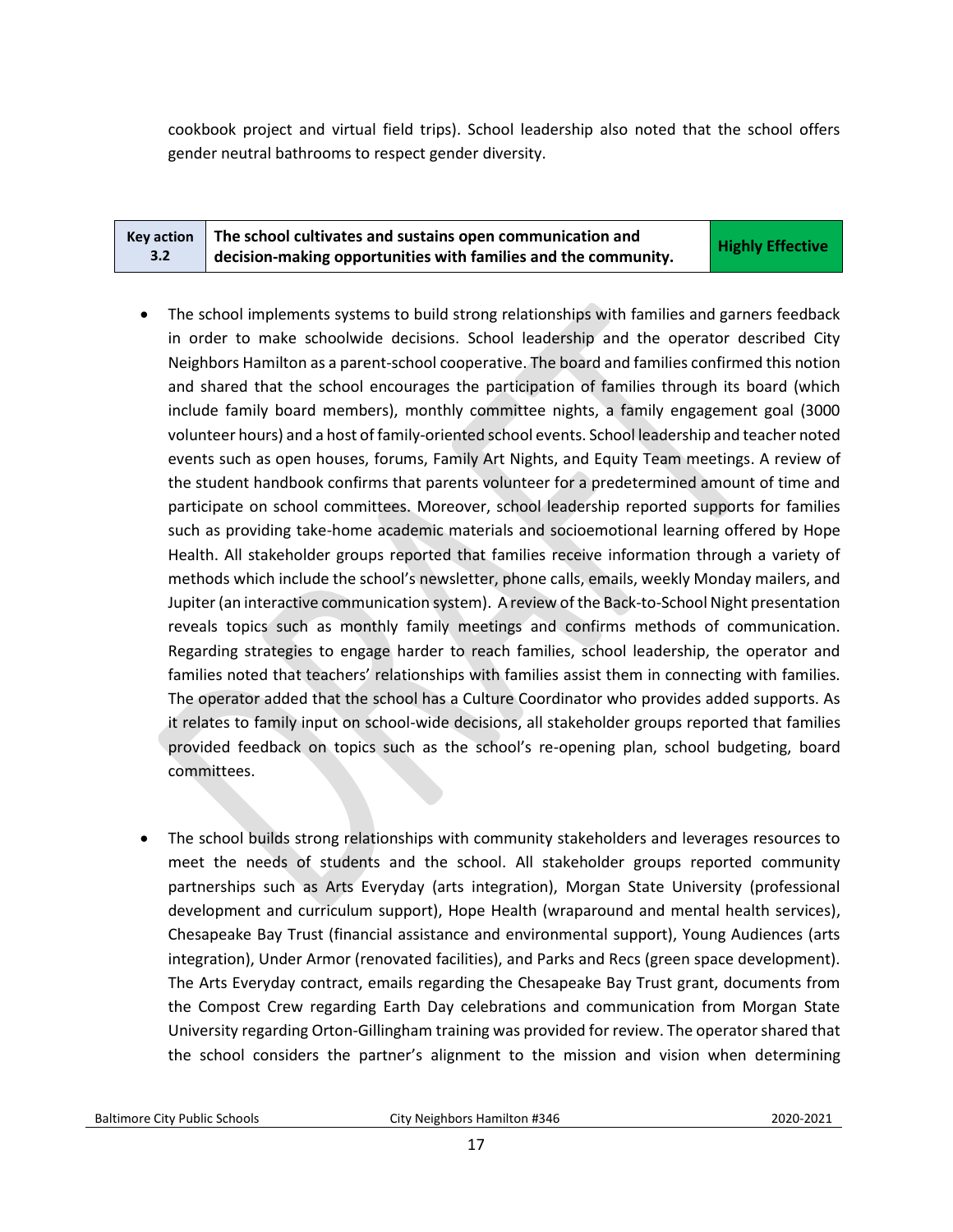cookbook project and virtual field trips). School leadership also noted that the school offers gender neutral bathrooms to respect gender diversity.

| Key action 3.2 | The school cultivates and sustains open communication and decision-making opportunities with families and the community. | Highly Effective |
|---|---|---|

- The school implements systems to build strong relationships with families and garners feedback in order to make schoolwide decisions. School leadership and the operator described City Neighbors Hamilton as a parent-school cooperative. The board and families confirmed this notion and shared that the school encourages the participation of families through its board (which include family board members), monthly committee nights, a family engagement goal (3000 volunteer hours) and a host of family-oriented school events. School leadership and teacher noted events such as open houses, forums, Family Art Nights, and Equity Team meetings. A review of the student handbook confirms that parents volunteer for a predetermined amount of time and participate on school committees. Moreover, school leadership reported supports for families such as providing take-home academic materials and socioemotional learning offered by Hope Health. All stakeholder groups reported that families receive information through a variety of methods which include the school's newsletter, phone calls, emails, weekly Monday mailers, and Jupiter (an interactive communication system). A review of the Back-to-School Night presentation reveals topics such as monthly family meetings and confirms methods of communication. Regarding strategies to engage harder to reach families, school leadership, the operator and families noted that teachers' relationships with families assist them in connecting with families. The operator added that the school has a Culture Coordinator who provides added supports. As it relates to family input on school-wide decisions, all stakeholder groups reported that families provided feedback on topics such as the school's re-opening plan, school budgeting, board committees.

- The school builds strong relationships with community stakeholders and leverages resources to meet the needs of students and the school. All stakeholder groups reported community partnerships such as Arts Everyday (arts integration), Morgan State University (professional development and curriculum support), Hope Health (wraparound and mental health services), Chesapeake Bay Trust (financial assistance and environmental support), Young Audiences (arts integration), Under Armor (renovated facilities), and Parks and Recs (green space development). The Arts Everyday contract, emails regarding the Chesapeake Bay Trust grant, documents from the Compost Crew regarding Earth Day celebrations and communication from Morgan State University regarding Orton-Gillingham training was provided for review. The operator shared that the school considers the partner's alignment to the mission and vision when determining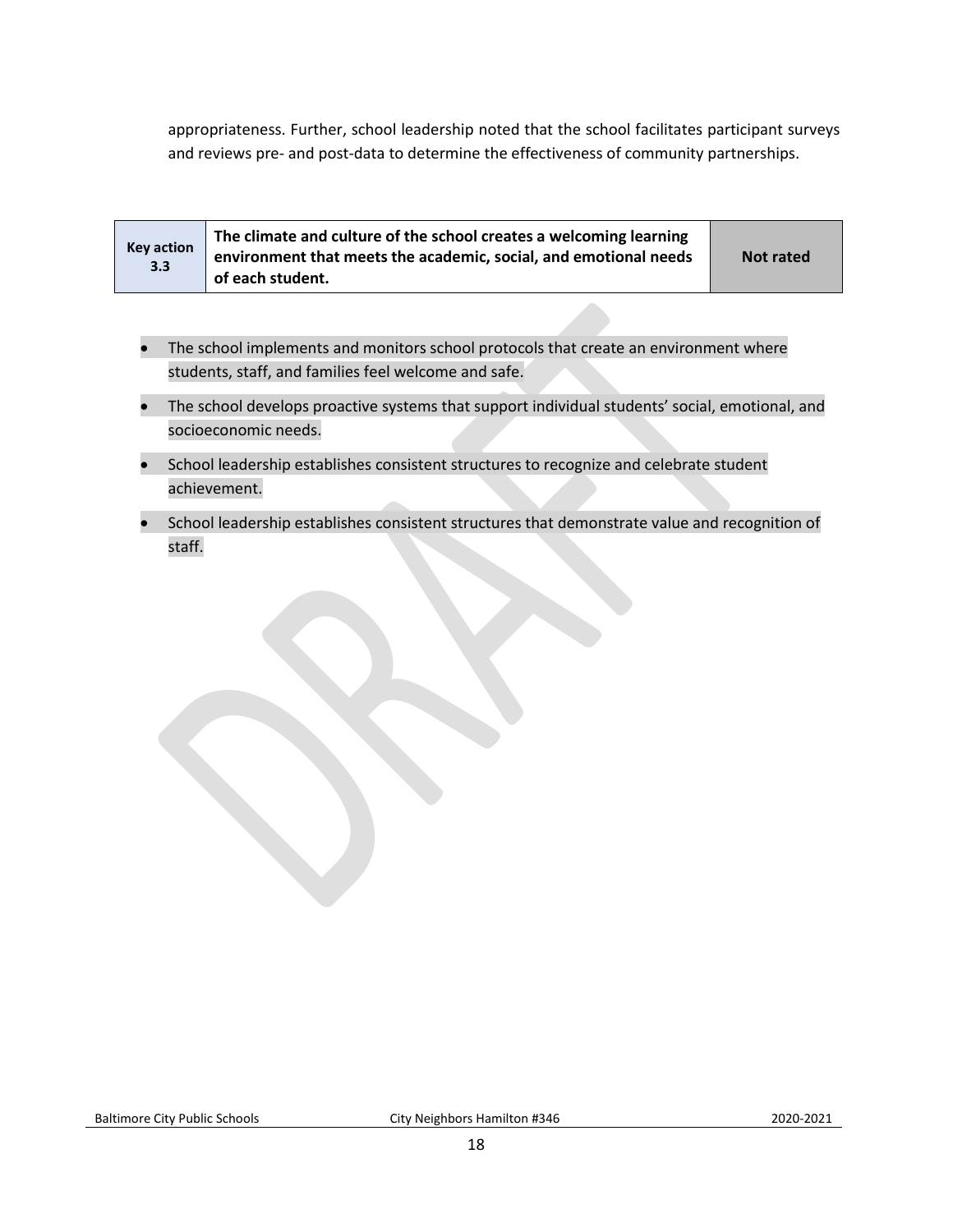appropriateness. Further, school leadership noted that the school facilitates participant surveys and reviews pre- and post-data to determine the effectiveness of community partnerships.

| Key action 3.3 | The climate and culture of the school creates a welcoming learning environment that meets the academic, social, and emotional needs of each student. | Not rated |
|---|---|---|

- The school implements and monitors school protocols that create an environment where students, staff, and families feel welcome and safe.
- The school develops proactive systems that support individual students' social, emotional, and socioeconomic needs.
- School leadership establishes consistent structures to recognize and celebrate student achievement.
- School leadership establishes consistent structures that demonstrate value and recognition of staff.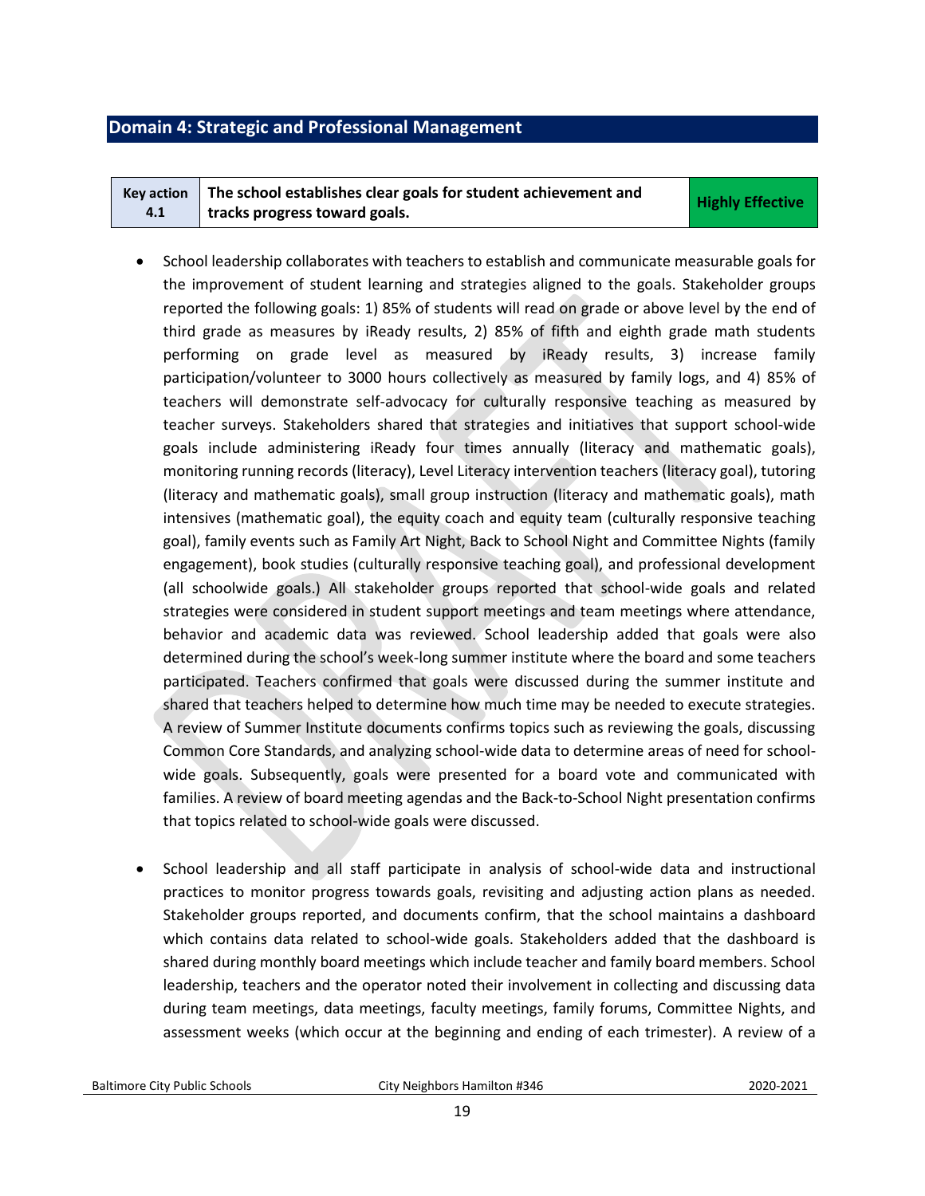## Domain 4: Strategic and Professional Management

| Key action 4.1 | The school establishes clear goals for student achievement and tracks progress toward goals. | Highly Effective |
|---|---|---|

- School leadership collaborates with teachers to establish and communicate measurable goals for the improvement of student learning and strategies aligned to the goals. Stakeholder groups reported the following goals: 1) 85% of students will read on grade or above level by the end of third grade as measures by iReady results, 2) 85% of fifth and eighth grade math students performing on grade level as measured by iReady results, 3) increase family participation/volunteer to 3000 hours collectively as measured by family logs, and 4) 85% of teachers will demonstrate self-advocacy for culturally responsive teaching as measured by teacher surveys. Stakeholders shared that strategies and initiatives that support school-wide goals include administering iReady four times annually (literacy and mathematic goals), monitoring running records (literacy), Level Literacy intervention teachers (literacy goal), tutoring (literacy and mathematic goals), small group instruction (literacy and mathematic goals), math intensives (mathematic goal), the equity coach and equity team (culturally responsive teaching goal), family events such as Family Art Night, Back to School Night and Committee Nights (family engagement), book studies (culturally responsive teaching goal), and professional development (all schoolwide goals.) All stakeholder groups reported that school-wide goals and related strategies were considered in student support meetings and team meetings where attendance, behavior and academic data was reviewed. School leadership added that goals were also determined during the school's week-long summer institute where the board and some teachers participated. Teachers confirmed that goals were discussed during the summer institute and shared that teachers helped to determine how much time may be needed to execute strategies. A review of Summer Institute documents confirms topics such as reviewing the goals, discussing Common Core Standards, and analyzing school-wide data to determine areas of need for school-wide goals. Subsequently, goals were presented for a board vote and communicated with families. A review of board meeting agendas and the Back-to-School Night presentation confirms that topics related to school-wide goals were discussed.

- School leadership and all staff participate in analysis of school-wide data and instructional practices to monitor progress towards goals, revisiting and adjusting action plans as needed. Stakeholder groups reported, and documents confirm, that the school maintains a dashboard which contains data related to school-wide goals. Stakeholders added that the dashboard is shared during monthly board meetings which include teacher and family board members. School leadership, teachers and the operator noted their involvement in collecting and discussing data during team meetings, data meetings, faculty meetings, family forums, Committee Nights, and assessment weeks (which occur at the beginning and ending of each trimester). A review of a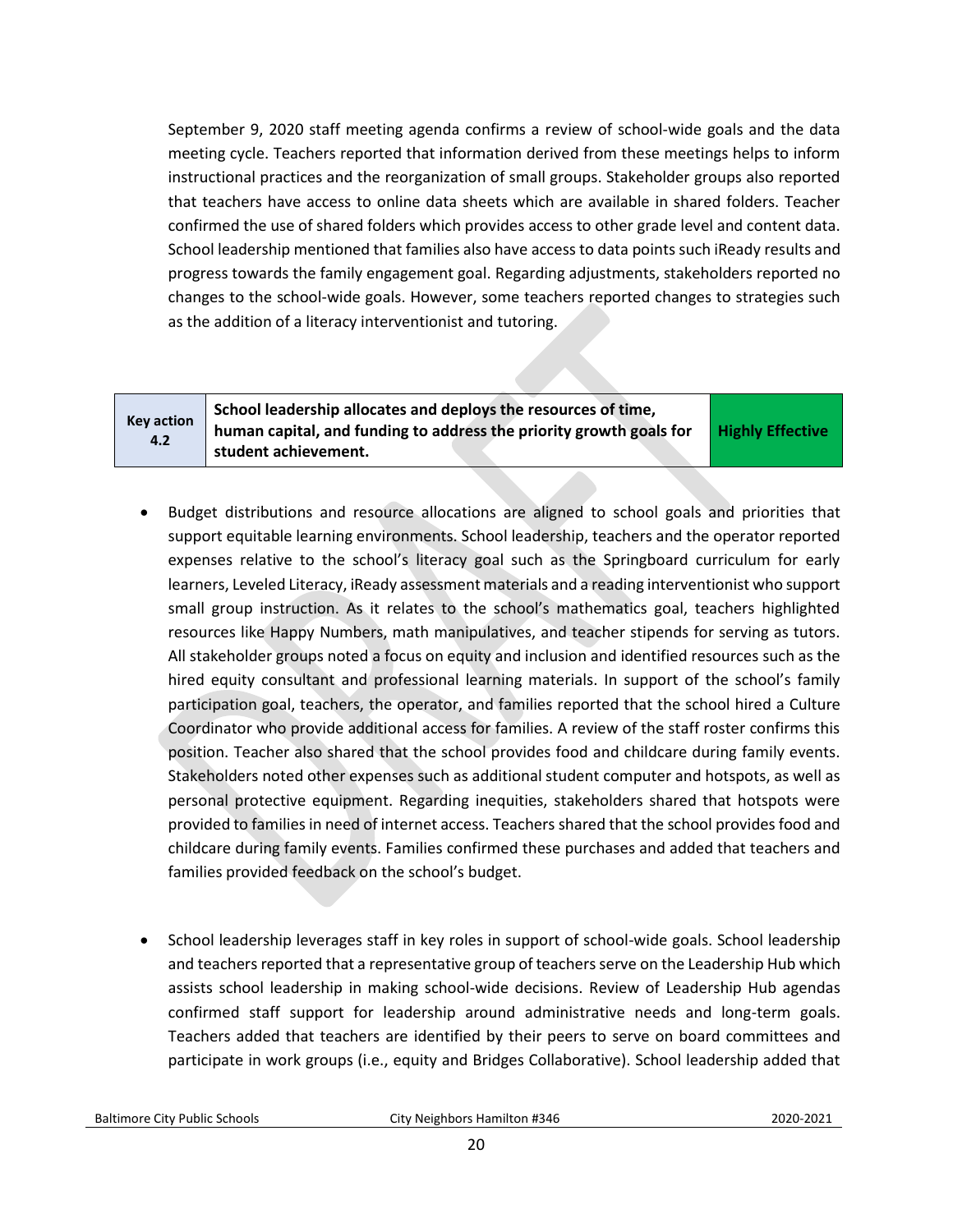September 9, 2020 staff meeting agenda confirms a review of school-wide goals and the data meeting cycle. Teachers reported that information derived from these meetings helps to inform instructional practices and the reorganization of small groups. Stakeholder groups also reported that teachers have access to online data sheets which are available in shared folders. Teacher confirmed the use of shared folders which provides access to other grade level and content data. School leadership mentioned that families also have access to data points such iReady results and progress towards the family engagement goal. Regarding adjustments, stakeholders reported no changes to the school-wide goals. However, some teachers reported changes to strategies such as the addition of a literacy interventionist and tutoring.

| Key action 4.2 | School leadership allocates and deploys the resources of time, human capital, and funding to address the priority growth goals for student achievement. | Highly Effective |
|---|---|---|

- Budget distributions and resource allocations are aligned to school goals and priorities that support equitable learning environments. School leadership, teachers and the operator reported expenses relative to the school's literacy goal such as the Springboard curriculum for early learners, Leveled Literacy, iReady assessment materials and a reading interventionist who support small group instruction. As it relates to the school's mathematics goal, teachers highlighted resources like Happy Numbers, math manipulatives, and teacher stipends for serving as tutors. All stakeholder groups noted a focus on equity and inclusion and identified resources such as the hired equity consultant and professional learning materials. In support of the school's family participation goal, teachers, the operator, and families reported that the school hired a Culture Coordinator who provide additional access for families. A review of the staff roster confirms this position. Teacher also shared that the school provides food and childcare during family events. Stakeholders noted other expenses such as additional student computer and hotspots, as well as personal protective equipment. Regarding inequities, stakeholders shared that hotspots were provided to families in need of internet access. Teachers shared that the school provides food and childcare during family events. Families confirmed these purchases and added that teachers and families provided feedback on the school's budget.

- School leadership leverages staff in key roles in support of school-wide goals. School leadership and teachers reported that a representative group of teachers serve on the Leadership Hub which assists school leadership in making school-wide decisions. Review of Leadership Hub agendas confirmed staff support for leadership around administrative needs and long-term goals. Teachers added that teachers are identified by their peers to serve on board committees and participate in work groups (i.e., equity and Bridges Collaborative). School leadership added that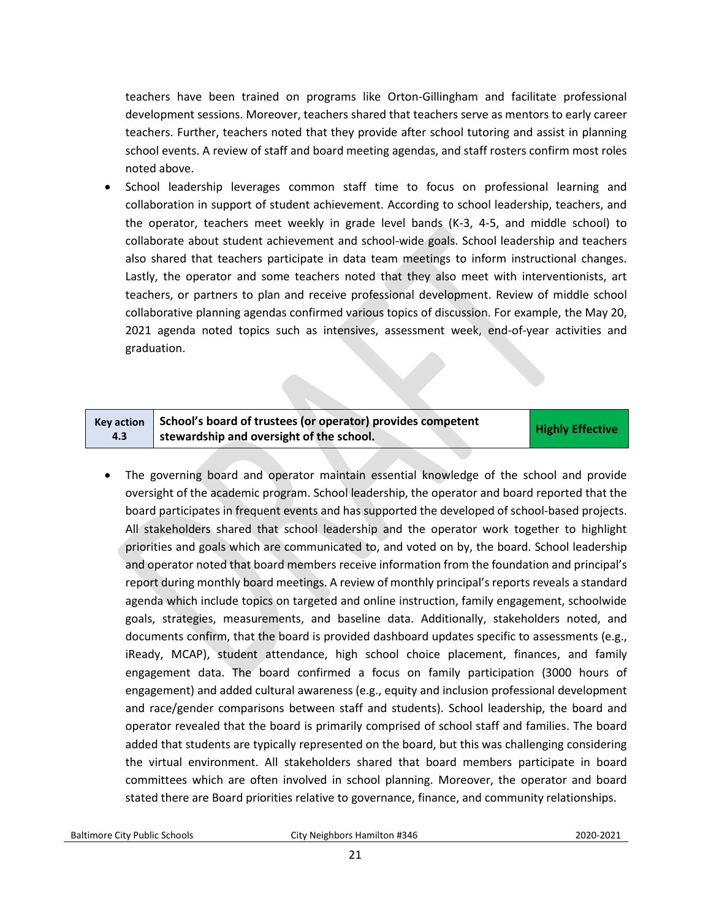teachers have been trained on programs like Orton-Gillingham and facilitate professional development sessions. Moreover, teachers shared that teachers serve as mentors to early career teachers. Further, teachers noted that they provide after school tutoring and assist in planning school events. A review of staff and board meeting agendas, and staff rosters confirm most roles noted above.

- School leadership leverages common staff time to focus on professional learning and collaboration in support of student achievement. According to school leadership, teachers, and the operator, teachers meet weekly in grade level bands (K-3, 4-5, and middle school) to collaborate about student achievement and school-wide goals. School leadership and teachers also shared that teachers participate in data team meetings to inform instructional changes. Lastly, the operator and some teachers noted that they also meet with interventionists, art teachers, or partners to plan and receive professional development. Review of middle school collaborative planning agendas confirmed various topics of discussion. For example, the May 20, 2021 agenda noted topics such as intensives, assessment week, end-of-year activities and graduation.

| Key action 4.3 | School's board of trustees (or operator) provides competent stewardship and oversight of the school. | Highly Effective |
|---|---|---|

- The governing board and operator maintain essential knowledge of the school and provide oversight of the academic program. School leadership, the operator and board reported that the board participates in frequent events and has supported the developed of school-based projects. All stakeholders shared that school leadership and the operator work together to highlight priorities and goals which are communicated to, and voted on by, the board. School leadership and operator noted that board members receive information from the foundation and principal's report during monthly board meetings. A review of monthly principal's reports reveals a standard agenda which include topics on targeted and online instruction, family engagement, schoolwide goals, strategies, measurements, and baseline data. Additionally, stakeholders noted, and documents confirm, that the board is provided dashboard updates specific to assessments (e.g., iReady, MCAP), student attendance, high school choice placement, finances, and family engagement data. The board confirmed a focus on family participation (3000 hours of engagement) and added cultural awareness (e.g., equity and inclusion professional development and race/gender comparisons between staff and students). School leadership, the board and operator revealed that the board is primarily comprised of school staff and families. The board added that students are typically represented on the board, but this was challenging considering the virtual environment. All stakeholders shared that board members participate in board committees which are often involved in school planning. Moreover, the operator and board stated there are Board priorities relative to governance, finance, and community relationships.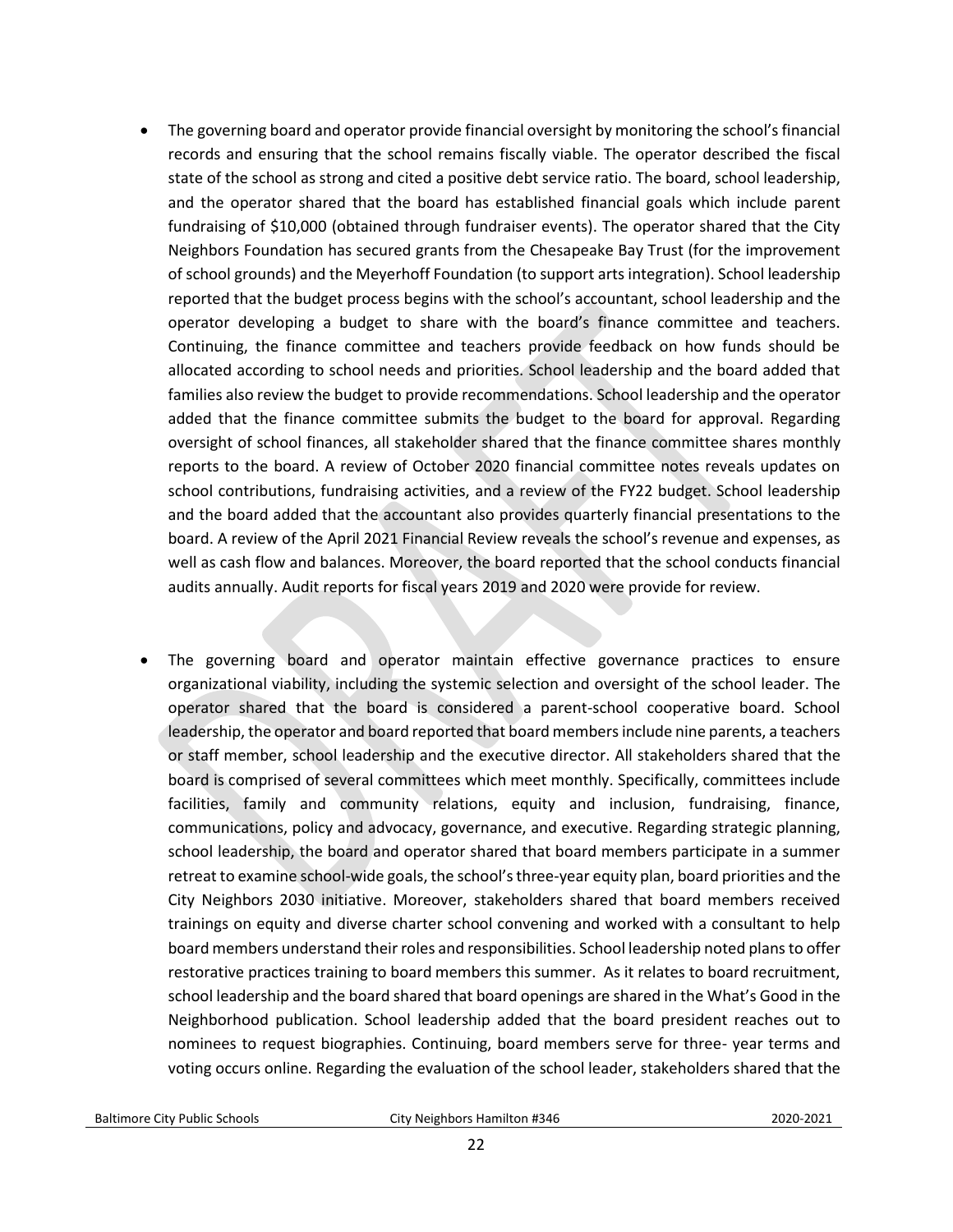- The governing board and operator provide financial oversight by monitoring the school's financial records and ensuring that the school remains fiscally viable. The operator described the fiscal state of the school as strong and cited a positive debt service ratio. The board, school leadership, and the operator shared that the board has established financial goals which include parent fundraising of $10,000 (obtained through fundraiser events). The operator shared that the City Neighbors Foundation has secured grants from the Chesapeake Bay Trust (for the improvement of school grounds) and the Meyerhoff Foundation (to support arts integration). School leadership reported that the budget process begins with the school's accountant, school leadership and the operator developing a budget to share with the board's finance committee and teachers. Continuing, the finance committee and teachers provide feedback on how funds should be allocated according to school needs and priorities. School leadership and the board added that families also review the budget to provide recommendations. School leadership and the operator added that the finance committee submits the budget to the board for approval. Regarding oversight of school finances, all stakeholder shared that the finance committee shares monthly reports to the board. A review of October 2020 financial committee notes reveals updates on school contributions, fundraising activities, and a review of the FY22 budget. School leadership and the board added that the accountant also provides quarterly financial presentations to the board. A review of the April 2021 Financial Review reveals the school's revenue and expenses, as well as cash flow and balances. Moreover, the board reported that the school conducts financial audits annually. Audit reports for fiscal years 2019 and 2020 were provide for review.

- The governing board and operator maintain effective governance practices to ensure organizational viability, including the systemic selection and oversight of the school leader. The operator shared that the board is considered a parent-school cooperative board. School leadership, the operator and board reported that board members include nine parents, a teachers or staff member, school leadership and the executive director. All stakeholders shared that the board is comprised of several committees which meet monthly. Specifically, committees include facilities, family and community relations, equity and inclusion, fundraising, finance, communications, policy and advocacy, governance, and executive. Regarding strategic planning, school leadership, the board and operator shared that board members participate in a summer retreat to examine school-wide goals, the school's three-year equity plan, board priorities and the City Neighbors 2030 initiative. Moreover, stakeholders shared that board members received trainings on equity and diverse charter school convening and worked with a consultant to help board members understand their roles and responsibilities. School leadership noted plans to offer restorative practices training to board members this summer. As it relates to board recruitment, school leadership and the board shared that board openings are shared in the What's Good in the Neighborhood publication. School leadership added that the board president reaches out to nominees to request biographies. Continuing, board members serve for three- year terms and voting occurs online. Regarding the evaluation of the school leader, stakeholders shared that the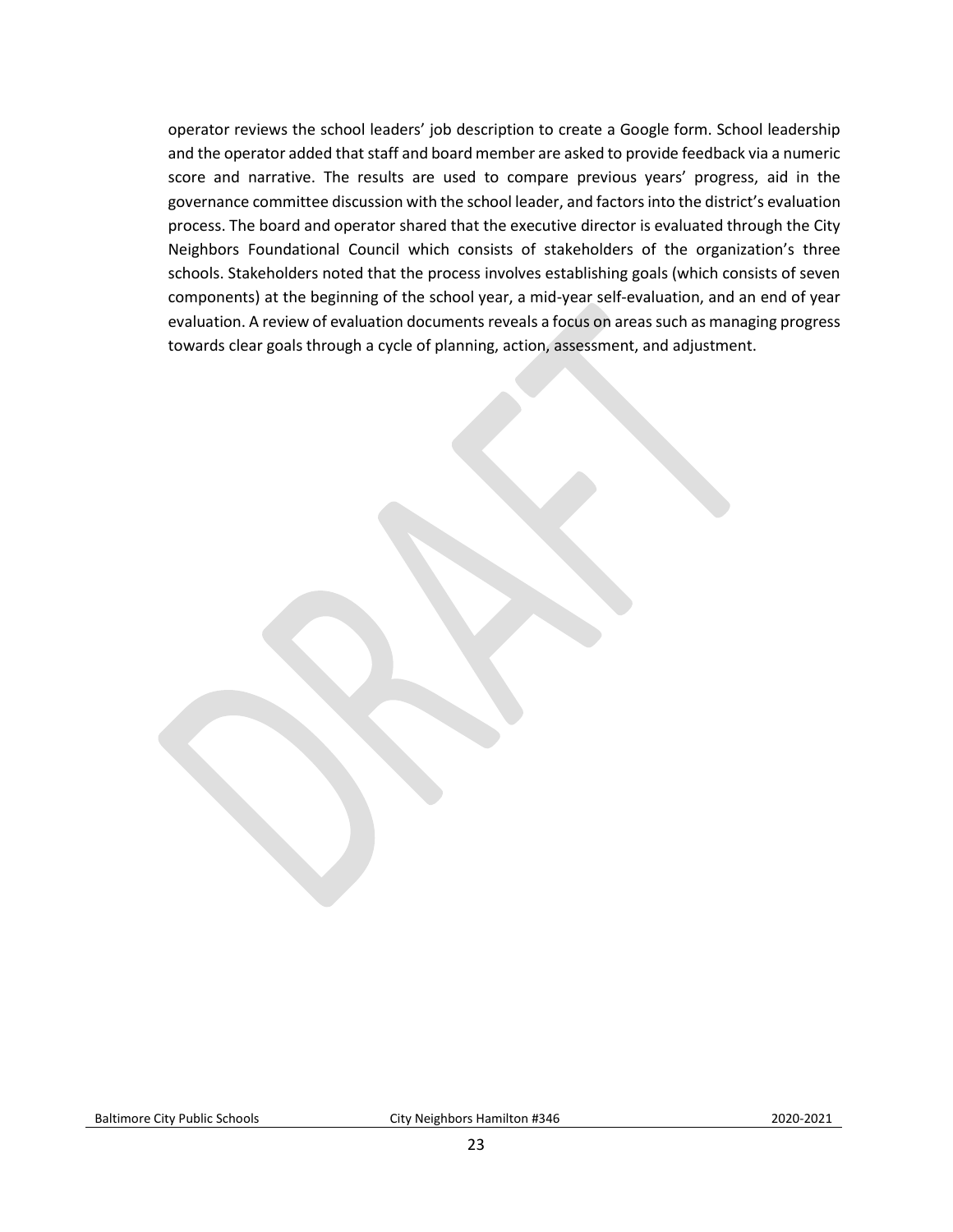operator reviews the school leaders' job description to create a Google form. School leadership and the operator added that staff and board member are asked to provide feedback via a numeric score and narrative. The results are used to compare previous years' progress, aid in the governance committee discussion with the school leader, and factors into the district's evaluation process. The board and operator shared that the executive director is evaluated through the City Neighbors Foundational Council which consists of stakeholders of the organization's three schools. Stakeholders noted that the process involves establishing goals (which consists of seven components) at the beginning of the school year, a mid-year self-evaluation, and an end of year evaluation. A review of evaluation documents reveals a focus on areas such as managing progress towards clear goals through a cycle of planning, action, assessment, and adjustment.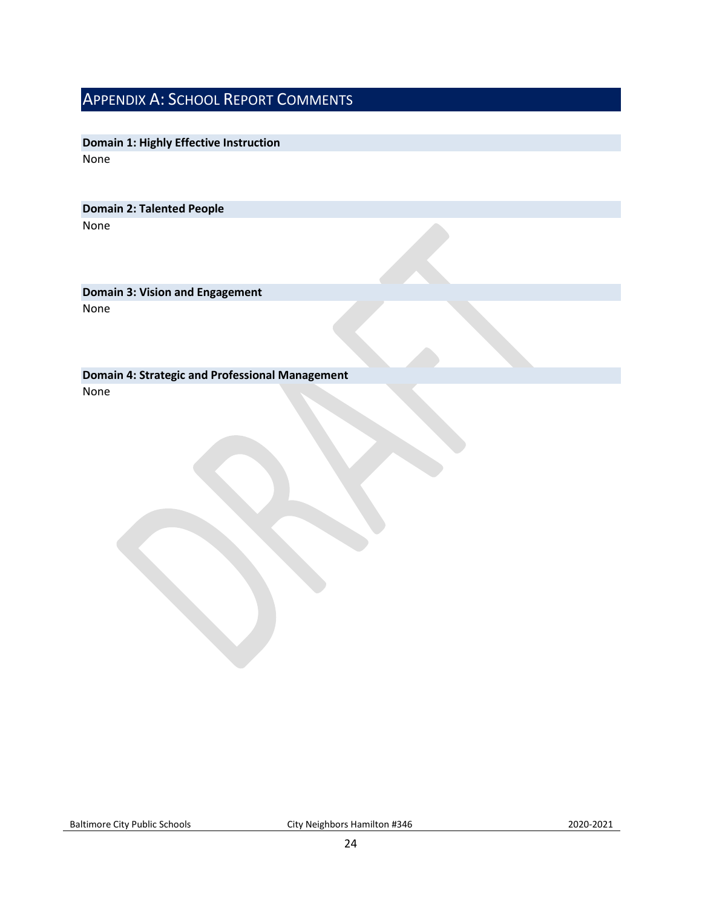## Appendix A: School Report Comments

### Domain 1: Highly Effective Instruction

None

### Domain 2: Talented People

None

### Domain 3: Vision and Engagement

None

### Domain 4: Strategic and Professional Management

None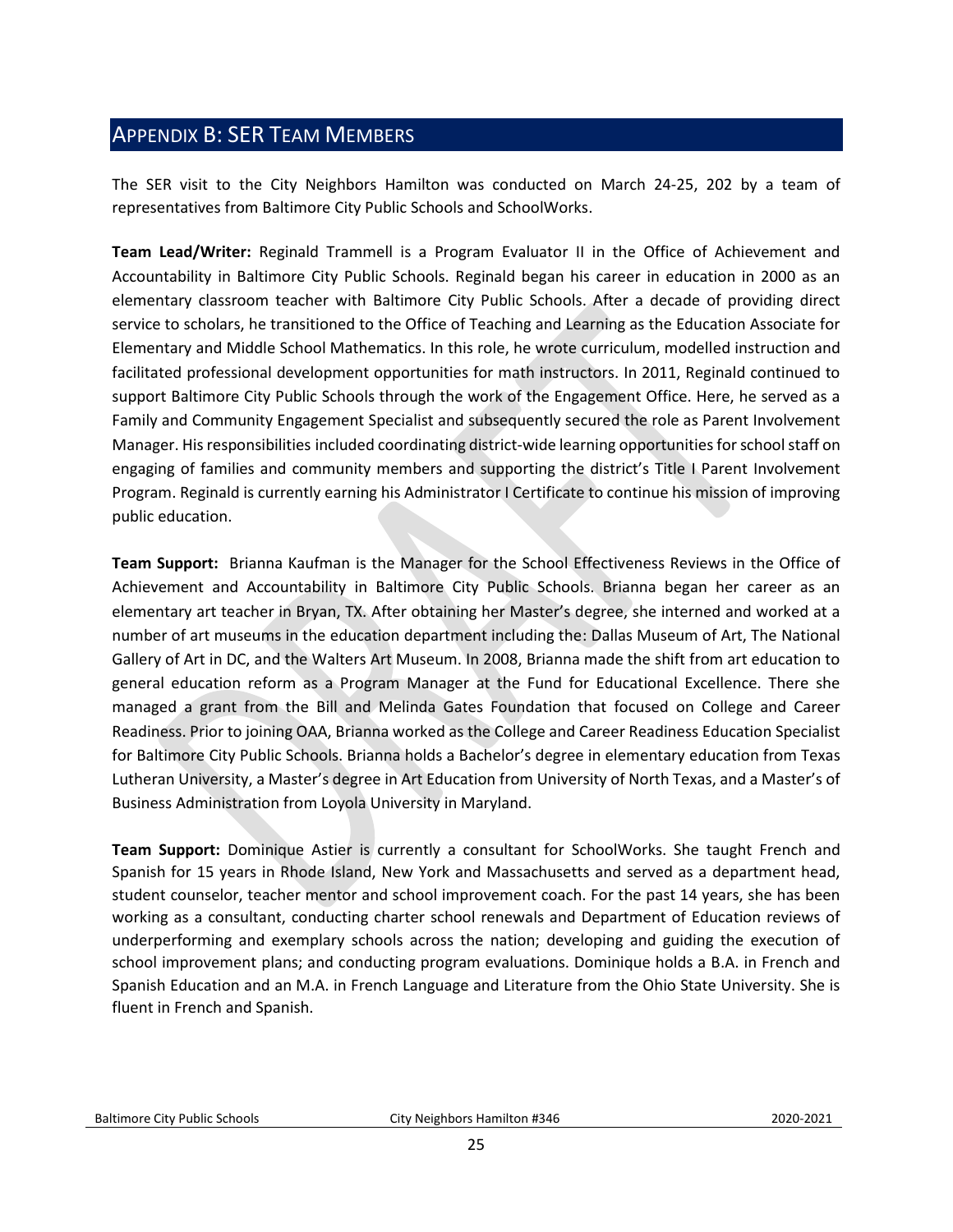## APPENDIX B: SER TEAM MEMBERS

The SER visit to the City Neighbors Hamilton was conducted on March 24-25, 202 by a team of representatives from Baltimore City Public Schools and SchoolWorks.

**Team Lead/Writer:** Reginald Trammell is a Program Evaluator II in the Office of Achievement and Accountability in Baltimore City Public Schools. Reginald began his career in education in 2000 as an elementary classroom teacher with Baltimore City Public Schools. After a decade of providing direct service to scholars, he transitioned to the Office of Teaching and Learning as the Education Associate for Elementary and Middle School Mathematics. In this role, he wrote curriculum, modelled instruction and facilitated professional development opportunities for math instructors. In 2011, Reginald continued to support Baltimore City Public Schools through the work of the Engagement Office. Here, he served as a Family and Community Engagement Specialist and subsequently secured the role as Parent Involvement Manager. His responsibilities included coordinating district-wide learning opportunities for school staff on engaging of families and community members and supporting the district's Title I Parent Involvement Program. Reginald is currently earning his Administrator I Certificate to continue his mission of improving public education.

**Team Support:** Brianna Kaufman is the Manager for the School Effectiveness Reviews in the Office of Achievement and Accountability in Baltimore City Public Schools. Brianna began her career as an elementary art teacher in Bryan, TX. After obtaining her Master's degree, she interned and worked at a number of art museums in the education department including the: Dallas Museum of Art, The National Gallery of Art in DC, and the Walters Art Museum. In 2008, Brianna made the shift from art education to general education reform as a Program Manager at the Fund for Educational Excellence. There she managed a grant from the Bill and Melinda Gates Foundation that focused on College and Career Readiness. Prior to joining OAA, Brianna worked as the College and Career Readiness Education Specialist for Baltimore City Public Schools. Brianna holds a Bachelor's degree in elementary education from Texas Lutheran University, a Master's degree in Art Education from University of North Texas, and a Master's of Business Administration from Loyola University in Maryland.

**Team Support:** Dominique Astier is currently a consultant for SchoolWorks. She taught French and Spanish for 15 years in Rhode Island, New York and Massachusetts and served as a department head, student counselor, teacher mentor and school improvement coach. For the past 14 years, she has been working as a consultant, conducting charter school renewals and Department of Education reviews of underperforming and exemplary schools across the nation; developing and guiding the execution of school improvement plans; and conducting program evaluations. Dominique holds a B.A. in French and Spanish Education and an M.A. in French Language and Literature from the Ohio State University. She is fluent in French and Spanish.